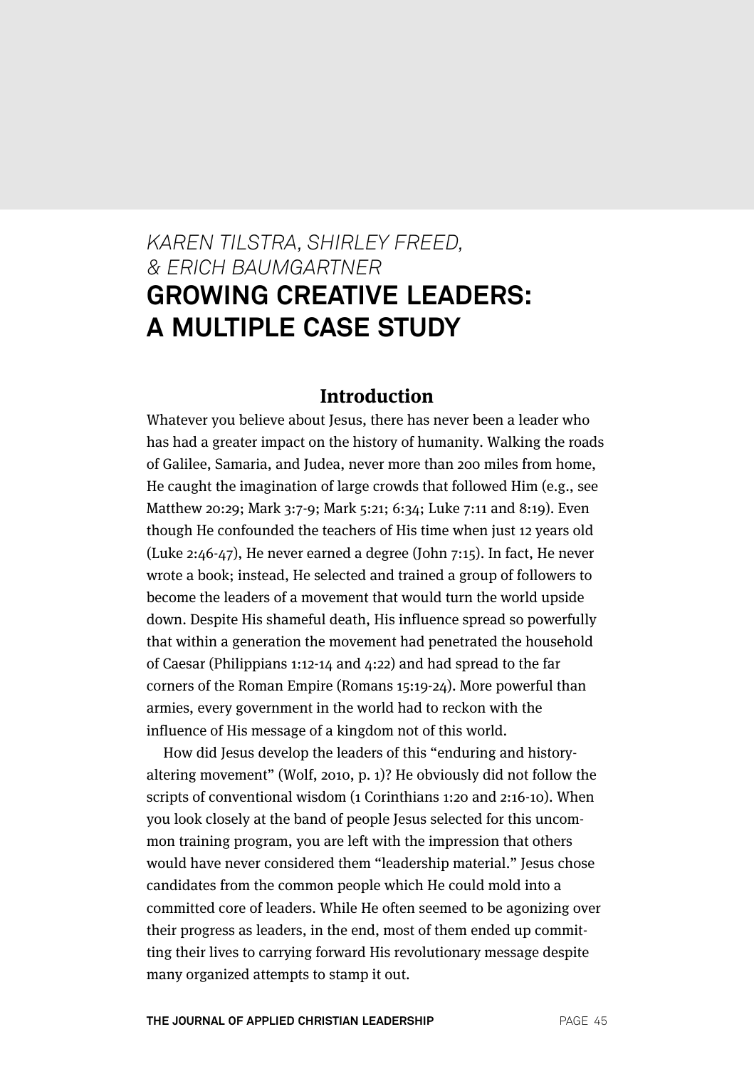*KAREN TILSTRA, SHIRLEY FREED, & ERICH BAUMGARTNER*

# GROWING CREATIVE LEADERS: A MULTIPLE CASE STUDY

## Introduction

Whatever you believe about Jesus, there has never been a leader who has had a greater impact on the history of humanity. Walking the roads of Galilee, Samaria, and Judea, never more than 200 miles from home, He caught the imagination of large crowds that followed Him (e.g., see Matthew 20:29; Mark 3:7-9; Mark 5:21; 6:34; Luke 7:11 and 8:19). Even though He confounded the teachers of His time when just 12 years old (Luke 2:46-47), He never earned a degree (John 7:15). In fact, He never wrote a book; instead, He selected and trained a group of followers to become the leaders of a movement that would turn the world upside down. Despite His shameful death, His influence spread so powerfully that within a generation the movement had penetrated the household of Caesar (Philippians 1:12-14 and 4:22) and had spread to the far corners of the Roman Empire (Romans 15:19-24). More powerful than armies, every government in the world had to reckon with the influence of His message of a kingdom not of this world.

How did Jesus develop the leaders of this "enduring and history-altering movement" (Wolf, 2010, p. 1)? He obviously did not follow the scripts of conventional wisdom (1 Corinthians 1:20 and 2:16-10). When you look closely at the band of people Jesus selected for this uncommon training program, you are left with the impression that others would have never considered them "leadership material." Jesus chose candidates from the common people which He could mold into a committed core of leaders. While He often seemed to be agonizing over their progress as leaders, in the end, most of them ended up committing their lives to carrying forward His revolutionary message despite many organized attempts to stamp it out.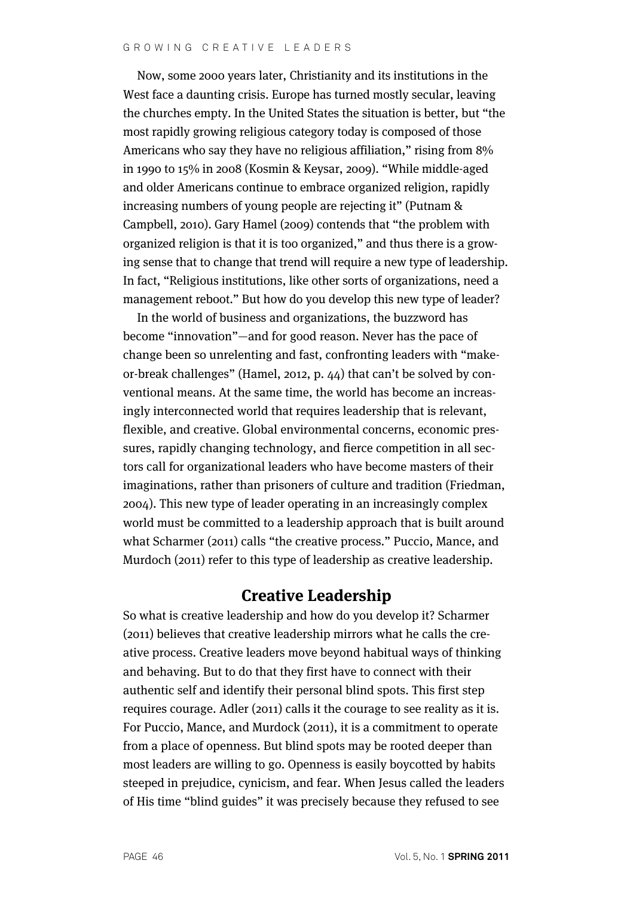Now, some 2000 years later, Christianity and its institutions in the West face a daunting crisis. Europe has turned mostly secular, leaving the churches empty. In the United States the situation is better, but "the most rapidly growing religious category today is composed of those Americans who say they have no religious affiliation," rising from 8% in 1990 to 15% in 2008 (Kosmin & Keysar, 2009). "While middle-aged and older Americans continue to embrace organized religion, rapidly increasing numbers of young people are rejecting it" (Putnam & Campbell, 2010). Gary Hamel (2009) contends that "the problem with organized religion is that it is too organized," and thus there is a growing sense that to change that trend will require a new type of leadership. In fact, "Religious institutions, like other sorts of organizations, need a management reboot." But how do you develop this new type of leader?

In the world of business and organizations, the buzzword has become "innovation"—and for good reason. Never has the pace of change been so unrelenting and fast, confronting leaders with "make-or-break challenges" (Hamel, 2012, p. 44) that can't be solved by conventional means. At the same time, the world has become an increasingly interconnected world that requires leadership that is relevant, flexible, and creative. Global environmental concerns, economic pressures, rapidly changing technology, and fierce competition in all sectors call for organizational leaders who have become masters of their imaginations, rather than prisoners of culture and tradition (Friedman, 2004). This new type of leader operating in an increasingly complex world must be committed to a leadership approach that is built around what Scharmer (2011) calls "the creative process." Puccio, Mance, and Murdoch (2011) refer to this type of leadership as creative leadership.

## Creative Leadership

So what is creative leadership and how do you develop it? Scharmer (2011) believes that creative leadership mirrors what he calls the creative process. Creative leaders move beyond habitual ways of thinking and behaving. But to do that they first have to connect with their authentic self and identify their personal blind spots. This first step requires courage. Adler (2011) calls it the courage to see reality as it is. For Puccio, Mance, and Murdock (2011), it is a commitment to operate from a place of openness. But blind spots may be rooted deeper than most leaders are willing to go. Openness is easily boycotted by habits steeped in prejudice, cynicism, and fear. When Jesus called the leaders of His time "blind guides" it was precisely because they refused to see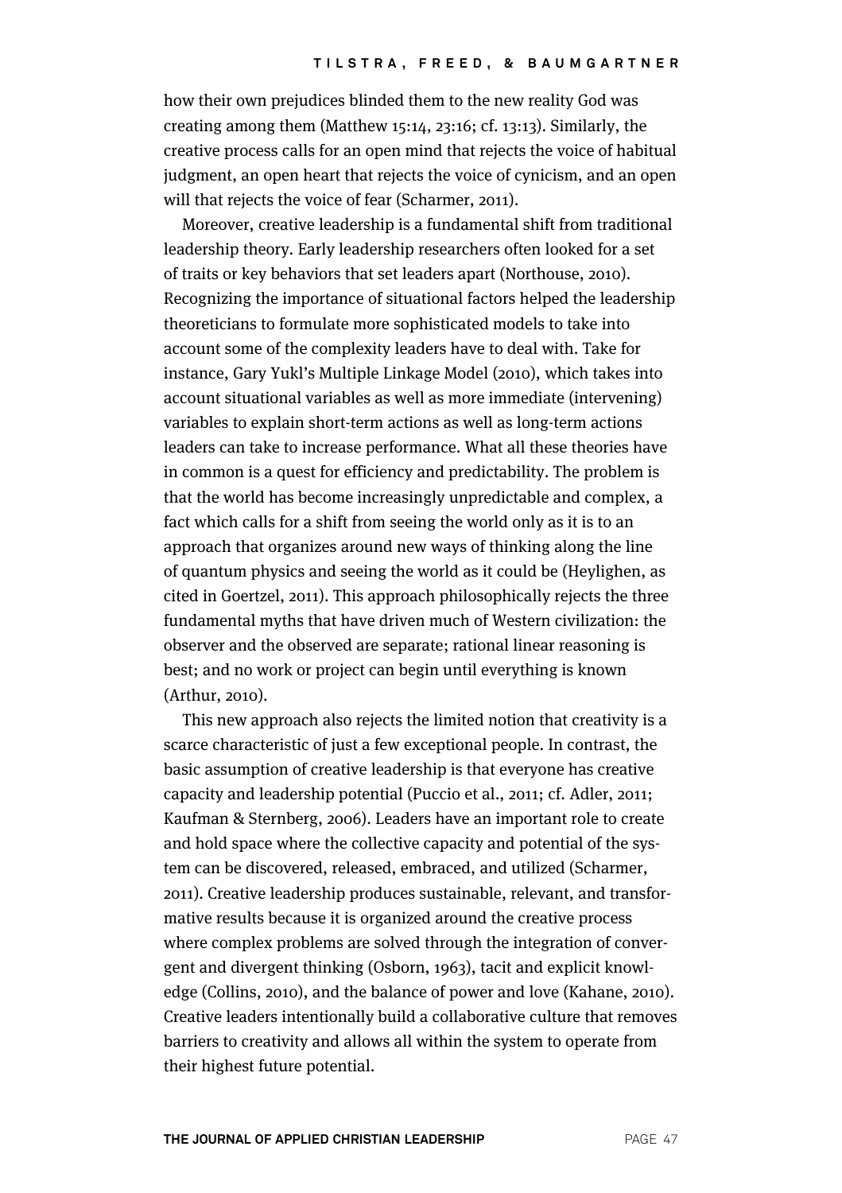how their own prejudices blinded them to the new reality God was creating among them (Matthew 15:14, 23:16; cf. 13:13). Similarly, the creative process calls for an open mind that rejects the voice of habitual judgment, an open heart that rejects the voice of cynicism, and an open will that rejects the voice of fear (Scharmer, 2011).

Moreover, creative leadership is a fundamental shift from traditional leadership theory. Early leadership researchers often looked for a set of traits or key behaviors that set leaders apart (Northouse, 2010). Recognizing the importance of situational factors helped the leadership theoreticians to formulate more sophisticated models to take into account some of the complexity leaders have to deal with. Take for instance, Gary Yukl's Multiple Linkage Model (2010), which takes into account situational variables as well as more immediate (intervening) variables to explain short-term actions as well as long-term actions leaders can take to increase performance. What all these theories have in common is a quest for efficiency and predictability. The problem is that the world has become increasingly unpredictable and complex, a fact which calls for a shift from seeing the world only as it is to an approach that organizes around new ways of thinking along the line of quantum physics and seeing the world as it could be (Heylighen, as cited in Goertzel, 2011). This approach philosophically rejects the three fundamental myths that have driven much of Western civilization: the observer and the observed are separate; rational linear reasoning is best; and no work or project can begin until everything is known (Arthur, 2010).

This new approach also rejects the limited notion that creativity is a scarce characteristic of just a few exceptional people. In contrast, the basic assumption of creative leadership is that everyone has creative capacity and leadership potential (Puccio et al., 2011; cf. Adler, 2011; Kaufman & Sternberg, 2006). Leaders have an important role to create and hold space where the collective capacity and potential of the system can be discovered, released, embraced, and utilized (Scharmer, 2011). Creative leadership produces sustainable, relevant, and transformative results because it is organized around the creative process where complex problems are solved through the integration of convergent and divergent thinking (Osborn, 1963), tacit and explicit knowledge (Collins, 2010), and the balance of power and love (Kahane, 2010). Creative leaders intentionally build a collaborative culture that removes barriers to creativity and allows all within the system to operate from their highest future potential.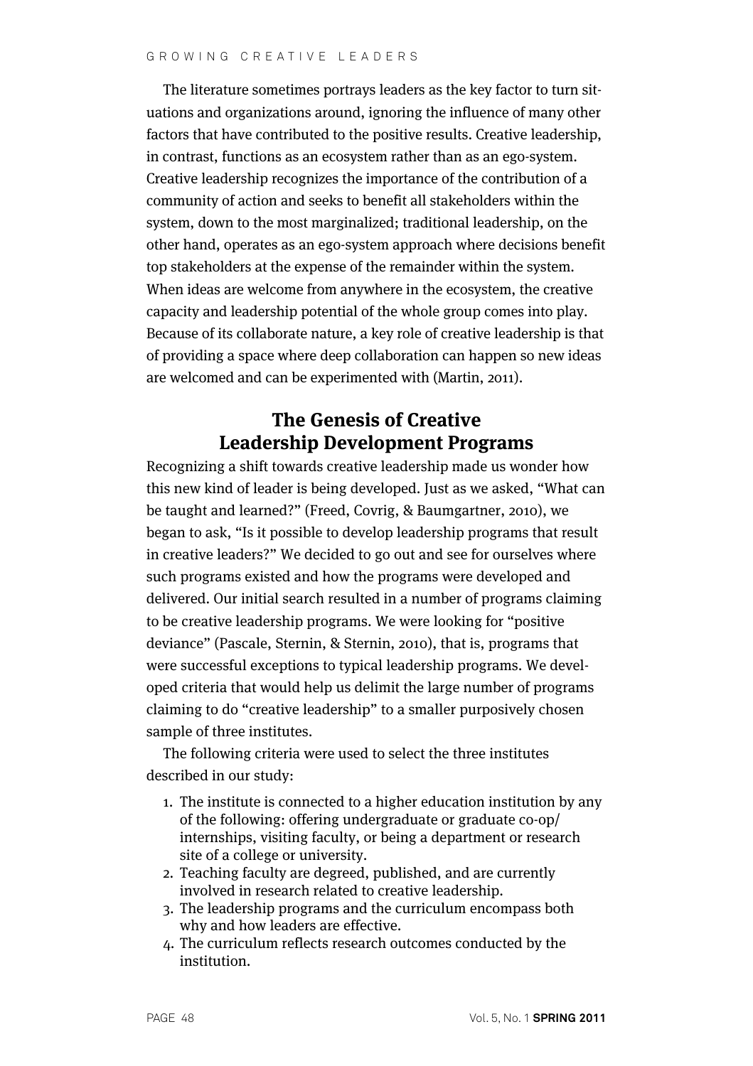The literature sometimes portrays leaders as the key factor to turn situations and organizations around, ignoring the influence of many other factors that have contributed to the positive results. Creative leadership, in contrast, functions as an ecosystem rather than as an ego-system. Creative leadership recognizes the importance of the contribution of a community of action and seeks to benefit all stakeholders within the system, down to the most marginalized; traditional leadership, on the other hand, operates as an ego-system approach where decisions benefit top stakeholders at the expense of the remainder within the system. When ideas are welcome from anywhere in the ecosystem, the creative capacity and leadership potential of the whole group comes into play. Because of its collaborate nature, a key role of creative leadership is that of providing a space where deep collaboration can happen so new ideas are welcomed and can be experimented with (Martin, 2011).

## The Genesis of Creative Leadership Development Programs

Recognizing a shift towards creative leadership made us wonder how this new kind of leader is being developed. Just as we asked, "What can be taught and learned?" (Freed, Covrig, & Baumgartner, 2010), we began to ask, "Is it possible to develop leadership programs that result in creative leaders?" We decided to go out and see for ourselves where such programs existed and how the programs were developed and delivered. Our initial search resulted in a number of programs claiming to be creative leadership programs. We were looking for "positive deviance" (Pascale, Sternin, & Sternin, 2010), that is, programs that were successful exceptions to typical leadership programs. We developed criteria that would help us delimit the large number of programs claiming to do "creative leadership" to a smaller purposively chosen sample of three institutes.

The following criteria were used to select the three institutes described in our study:

1. The institute is connected to a higher education institution by any of the following: offering undergraduate or graduate co-op/internships, visiting faculty, or being a department or research site of a college or university.
2. Teaching faculty are degreed, published, and are currently involved in research related to creative leadership.
3. The leadership programs and the curriculum encompass both why and how leaders are effective.
4. The curriculum reflects research outcomes conducted by the institution.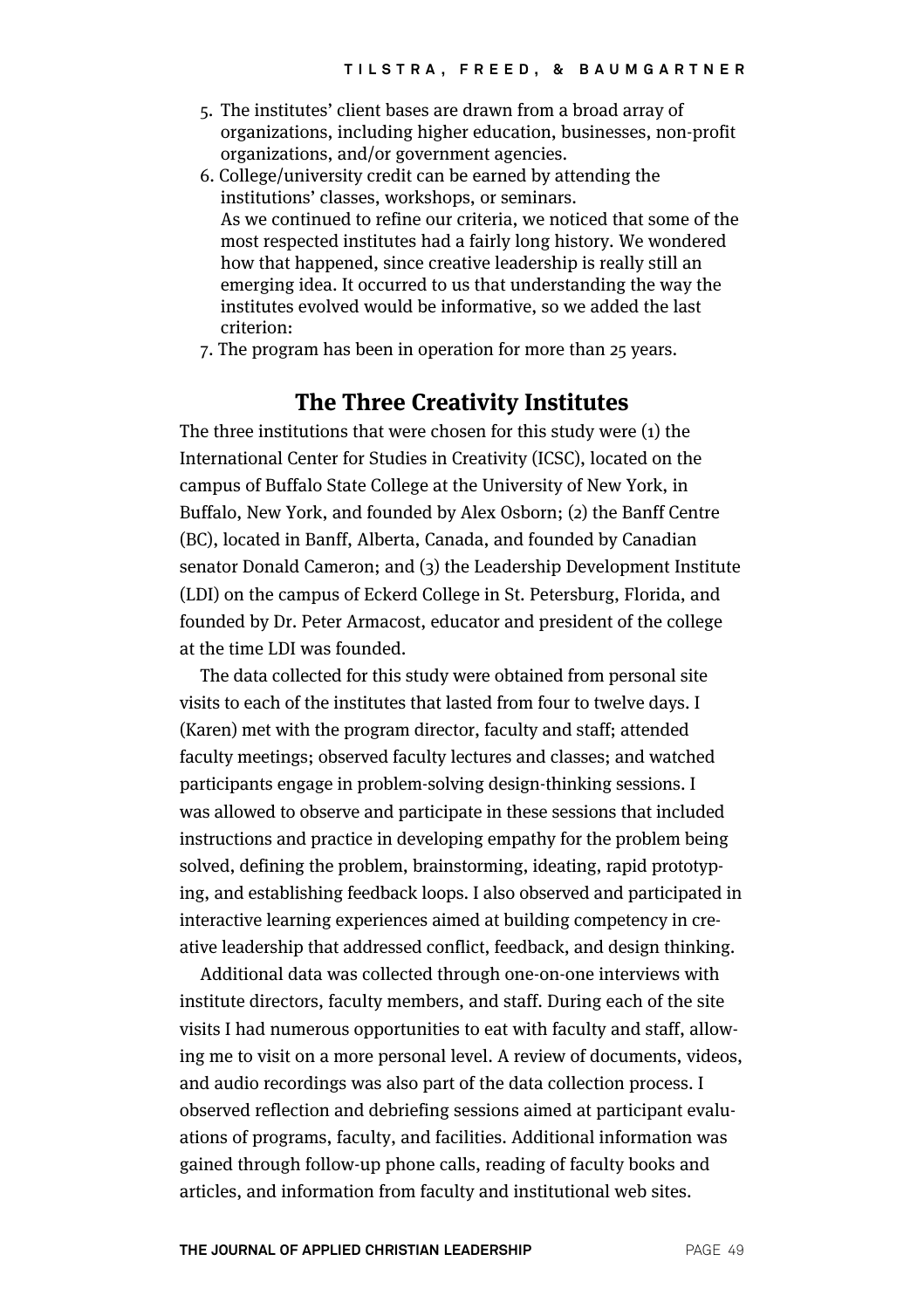5. The institutes' client bases are drawn from a broad array of organizations, including higher education, businesses, non-profit organizations, and/or government agencies.
6. College/university credit can be earned by attending the institutions' classes, workshops, or seminars.
   As we continued to refine our criteria, we noticed that some of the most respected institutes had a fairly long history. We wondered how that happened, since creative leadership is really still an emerging idea. It occurred to us that understanding the way the institutes evolved would be informative, so we added the last criterion:
7. The program has been in operation for more than 25 years.

## The Three Creativity Institutes

The three institutions that were chosen for this study were (1) the International Center for Studies in Creativity (ICSC), located on the campus of Buffalo State College at the University of New York, in Buffalo, New York, and founded by Alex Osborn; (2) the Banff Centre (BC), located in Banff, Alberta, Canada, and founded by Canadian senator Donald Cameron; and (3) the Leadership Development Institute (LDI) on the campus of Eckerd College in St. Petersburg, Florida, and founded by Dr. Peter Armacost, educator and president of the college at the time LDI was founded.

The data collected for this study were obtained from personal site visits to each of the institutes that lasted from four to twelve days. I (Karen) met with the program director, faculty and staff; attended faculty meetings; observed faculty lectures and classes; and watched participants engage in problem-solving design-thinking sessions. I was allowed to observe and participate in these sessions that included instructions and practice in developing empathy for the problem being solved, defining the problem, brainstorming, ideating, rapid prototyping, and establishing feedback loops. I also observed and participated in interactive learning experiences aimed at building competency in creative leadership that addressed conflict, feedback, and design thinking.

Additional data was collected through one-on-one interviews with institute directors, faculty members, and staff. During each of the site visits I had numerous opportunities to eat with faculty and staff, allowing me to visit on a more personal level. A review of documents, videos, and audio recordings was also part of the data collection process. I observed reflection and debriefing sessions aimed at participant evaluations of programs, faculty, and facilities. Additional information was gained through follow-up phone calls, reading of faculty books and articles, and information from faculty and institutional web sites.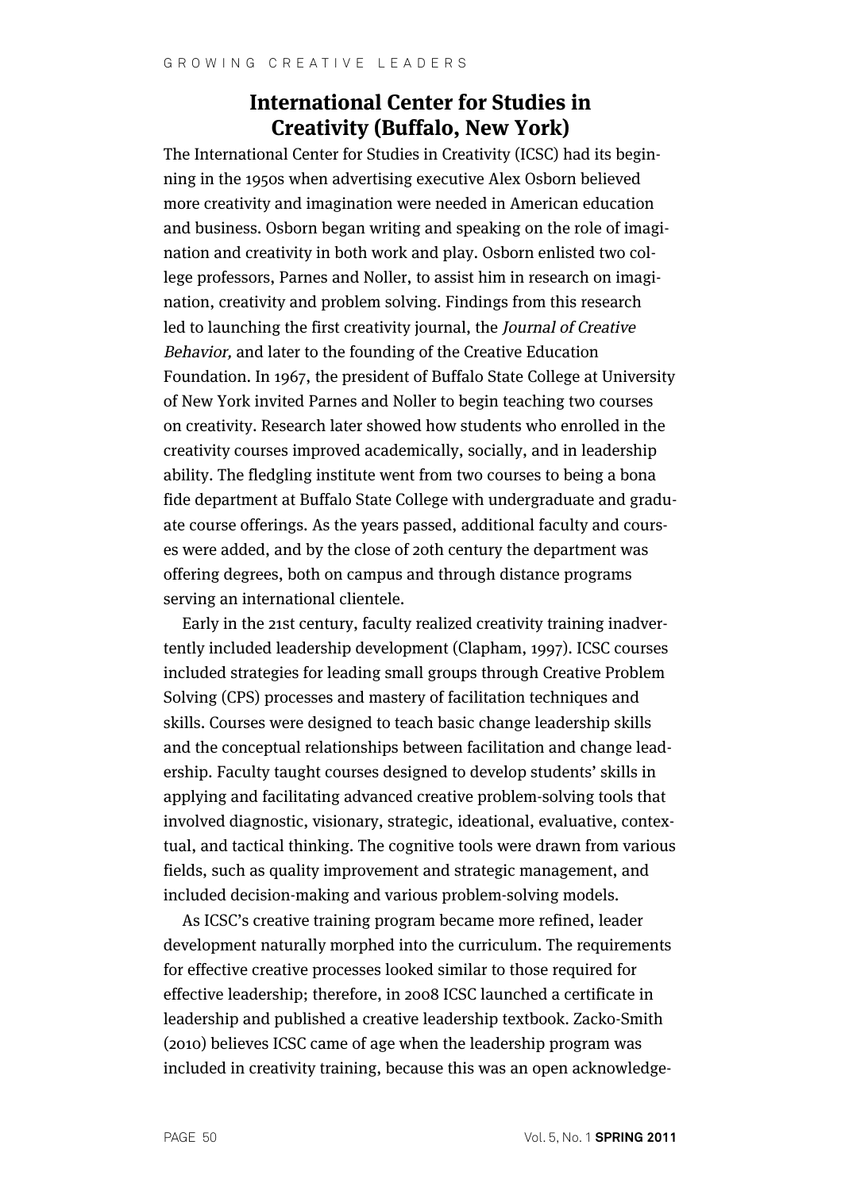## International Center for Studies in Creativity (Buffalo, New York)

The International Center for Studies in Creativity (ICSC) had its beginning in the 1950s when advertising executive Alex Osborn believed more creativity and imagination were needed in American education and business. Osborn began writing and speaking on the role of imagination and creativity in both work and play. Osborn enlisted two college professors, Parnes and Noller, to assist him in research on imagination, creativity and problem solving. Findings from this research led to launching the first creativity journal, the *Journal of Creative Behavior,* and later to the founding of the Creative Education Foundation. In 1967, the president of Buffalo State College at University of New York invited Parnes and Noller to begin teaching two courses on creativity. Research later showed how students who enrolled in the creativity courses improved academically, socially, and in leadership ability. The fledgling institute went from two courses to being a bona fide department at Buffalo State College with undergraduate and graduate course offerings. As the years passed, additional faculty and courses were added, and by the close of 20th century the department was offering degrees, both on campus and through distance programs serving an international clientele.

Early in the 21st century, faculty realized creativity training inadvertently included leadership development (Clapham, 1997). ICSC courses included strategies for leading small groups through Creative Problem Solving (CPS) processes and mastery of facilitation techniques and skills. Courses were designed to teach basic change leadership skills and the conceptual relationships between facilitation and change leadership. Faculty taught courses designed to develop students' skills in applying and facilitating advanced creative problem-solving tools that involved diagnostic, visionary, strategic, ideational, evaluative, contextual, and tactical thinking. The cognitive tools were drawn from various fields, such as quality improvement and strategic management, and included decision-making and various problem-solving models.

As ICSC's creative training program became more refined, leader development naturally morphed into the curriculum. The requirements for effective creative processes looked similar to those required for effective leadership; therefore, in 2008 ICSC launched a certificate in leadership and published a creative leadership textbook. Zacko-Smith (2010) believes ICSC came of age when the leadership program was included in creativity training, because this was an open acknowledge-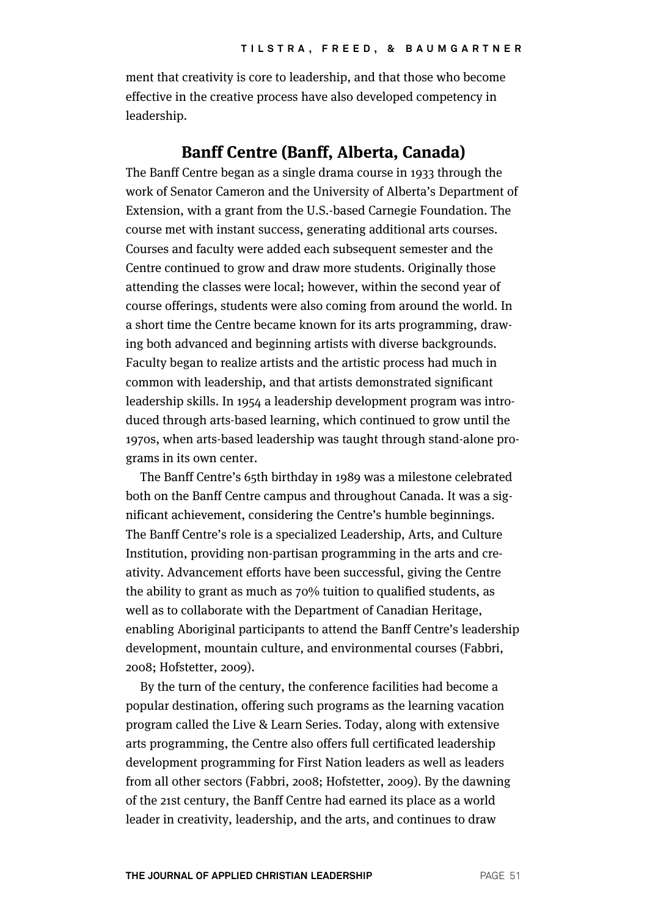ment that creativity is core to leadership, and that those who become effective in the creative process have also developed competency in leadership.

## Banff Centre (Banff, Alberta, Canada)

The Banff Centre began as a single drama course in 1933 through the work of Senator Cameron and the University of Alberta's Department of Extension, with a grant from the U.S.-based Carnegie Foundation. The course met with instant success, generating additional arts courses. Courses and faculty were added each subsequent semester and the Centre continued to grow and draw more students. Originally those attending the classes were local; however, within the second year of course offerings, students were also coming from around the world. In a short time the Centre became known for its arts programming, drawing both advanced and beginning artists with diverse backgrounds. Faculty began to realize artists and the artistic process had much in common with leadership, and that artists demonstrated significant leadership skills. In 1954 a leadership development program was introduced through arts-based learning, which continued to grow until the 1970s, when arts-based leadership was taught through stand-alone programs in its own center.

The Banff Centre's 65th birthday in 1989 was a milestone celebrated both on the Banff Centre campus and throughout Canada. It was a significant achievement, considering the Centre's humble beginnings. The Banff Centre's role is a specialized Leadership, Arts, and Culture Institution, providing non-partisan programming in the arts and creativity. Advancement efforts have been successful, giving the Centre the ability to grant as much as 70% tuition to qualified students, as well as to collaborate with the Department of Canadian Heritage, enabling Aboriginal participants to attend the Banff Centre's leadership development, mountain culture, and environmental courses (Fabbri, 2008; Hofstetter, 2009).

By the turn of the century, the conference facilities had become a popular destination, offering such programs as the learning vacation program called the Live & Learn Series. Today, along with extensive arts programming, the Centre also offers full certificated leadership development programming for First Nation leaders as well as leaders from all other sectors (Fabbri, 2008; Hofstetter, 2009). By the dawning of the 21st century, the Banff Centre had earned its place as a world leader in creativity, leadership, and the arts, and continues to draw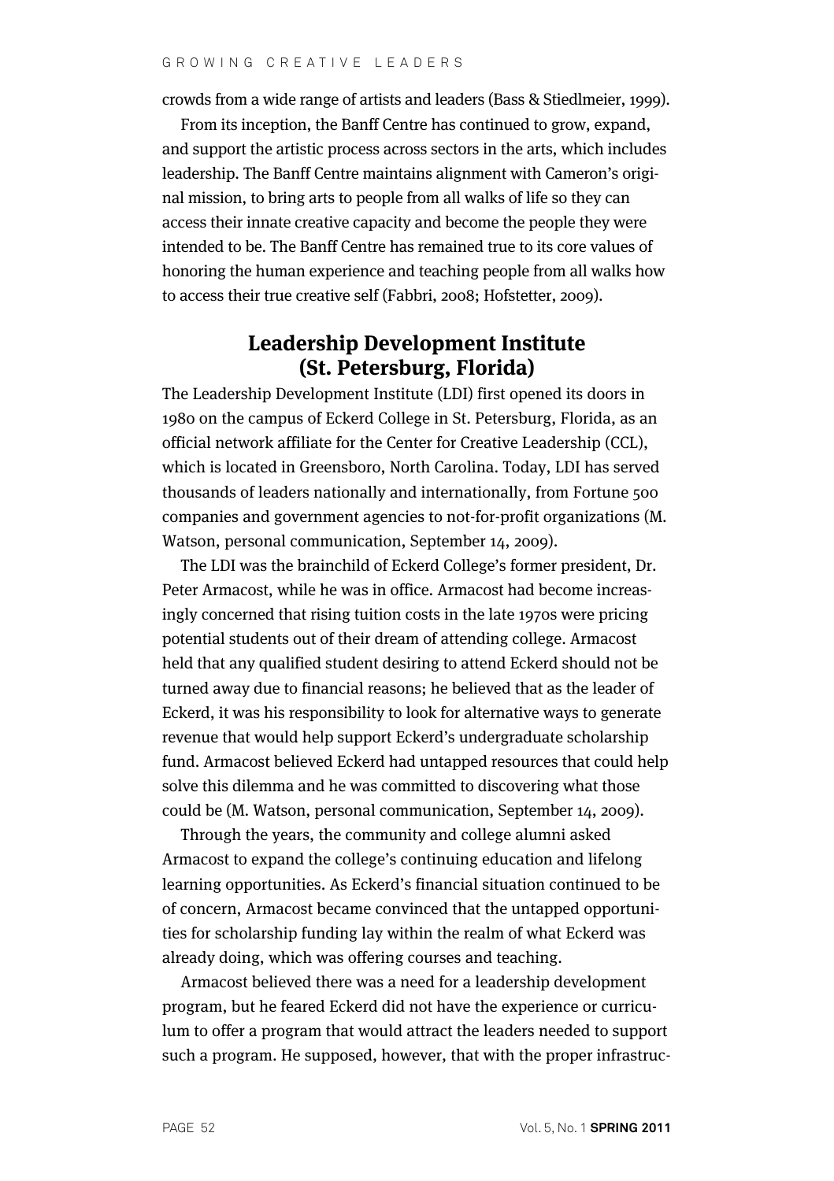crowds from a wide range of artists and leaders (Bass & Stiedlmeier, 1999).

From its inception, the Banff Centre has continued to grow, expand, and support the artistic process across sectors in the arts, which includes leadership. The Banff Centre maintains alignment with Cameron's original mission, to bring arts to people from all walks of life so they can access their innate creative capacity and become the people they were intended to be. The Banff Centre has remained true to its core values of honoring the human experience and teaching people from all walks how to access their true creative self (Fabbri, 2008; Hofstetter, 2009).

## Leadership Development Institute (St. Petersburg, Florida)

The Leadership Development Institute (LDI) first opened its doors in 1980 on the campus of Eckerd College in St. Petersburg, Florida, as an official network affiliate for the Center for Creative Leadership (CCL), which is located in Greensboro, North Carolina. Today, LDI has served thousands of leaders nationally and internationally, from Fortune 500 companies and government agencies to not-for-profit organizations (M. Watson, personal communication, September 14, 2009).

The LDI was the brainchild of Eckerd College's former president, Dr. Peter Armacost, while he was in office. Armacost had become increasingly concerned that rising tuition costs in the late 1970s were pricing potential students out of their dream of attending college. Armacost held that any qualified student desiring to attend Eckerd should not be turned away due to financial reasons; he believed that as the leader of Eckerd, it was his responsibility to look for alternative ways to generate revenue that would help support Eckerd's undergraduate scholarship fund. Armacost believed Eckerd had untapped resources that could help solve this dilemma and he was committed to discovering what those could be (M. Watson, personal communication, September 14, 2009).

Through the years, the community and college alumni asked Armacost to expand the college's continuing education and lifelong learning opportunities. As Eckerd's financial situation continued to be of concern, Armacost became convinced that the untapped opportunities for scholarship funding lay within the realm of what Eckerd was already doing, which was offering courses and teaching.

Armacost believed there was a need for a leadership development program, but he feared Eckerd did not have the experience or curriculum to offer a program that would attract the leaders needed to support such a program. He supposed, however, that with the proper infrastruc-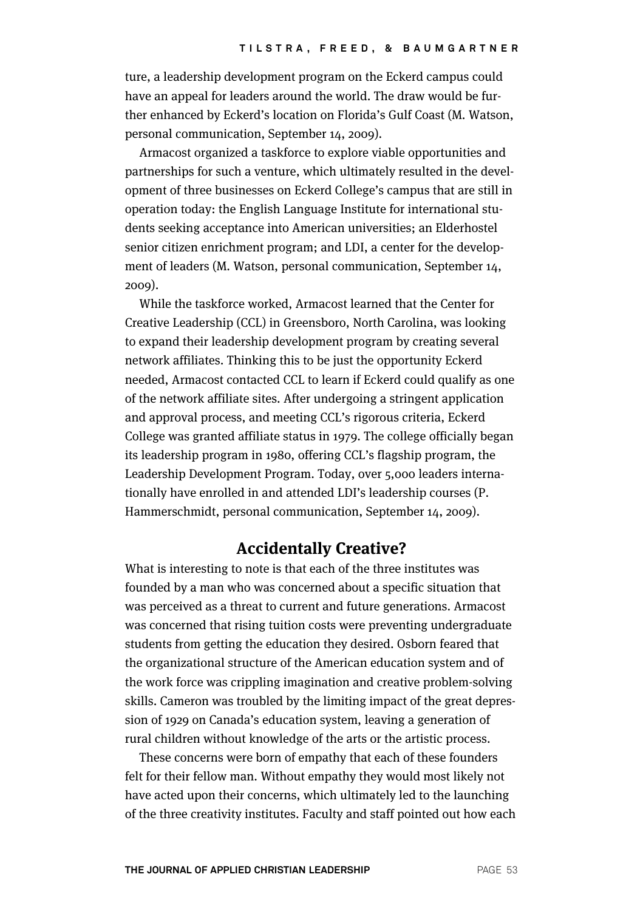ture, a leadership development program on the Eckerd campus could have an appeal for leaders around the world. The draw would be further enhanced by Eckerd's location on Florida's Gulf Coast (M. Watson, personal communication, September 14, 2009).

Armacost organized a taskforce to explore viable opportunities and partnerships for such a venture, which ultimately resulted in the development of three businesses on Eckerd College's campus that are still in operation today: the English Language Institute for international students seeking acceptance into American universities; an Elderhostel senior citizen enrichment program; and LDI, a center for the development of leaders (M. Watson, personal communication, September 14, 2009).

While the taskforce worked, Armacost learned that the Center for Creative Leadership (CCL) in Greensboro, North Carolina, was looking to expand their leadership development program by creating several network affiliates. Thinking this to be just the opportunity Eckerd needed, Armacost contacted CCL to learn if Eckerd could qualify as one of the network affiliate sites. After undergoing a stringent application and approval process, and meeting CCL's rigorous criteria, Eckerd College was granted affiliate status in 1979. The college officially began its leadership program in 1980, offering CCL's flagship program, the Leadership Development Program. Today, over 5,000 leaders internationally have enrolled in and attended LDI's leadership courses (P. Hammerschmidt, personal communication, September 14, 2009).

## Accidentally Creative?

What is interesting to note is that each of the three institutes was founded by a man who was concerned about a specific situation that was perceived as a threat to current and future generations. Armacost was concerned that rising tuition costs were preventing undergraduate students from getting the education they desired. Osborn feared that the organizational structure of the American education system and of the work force was crippling imagination and creative problem-solving skills. Cameron was troubled by the limiting impact of the great depression of 1929 on Canada's education system, leaving a generation of rural children without knowledge of the arts or the artistic process.

These concerns were born of empathy that each of these founders felt for their fellow man. Without empathy they would most likely not have acted upon their concerns, which ultimately led to the launching of the three creativity institutes. Faculty and staff pointed out how each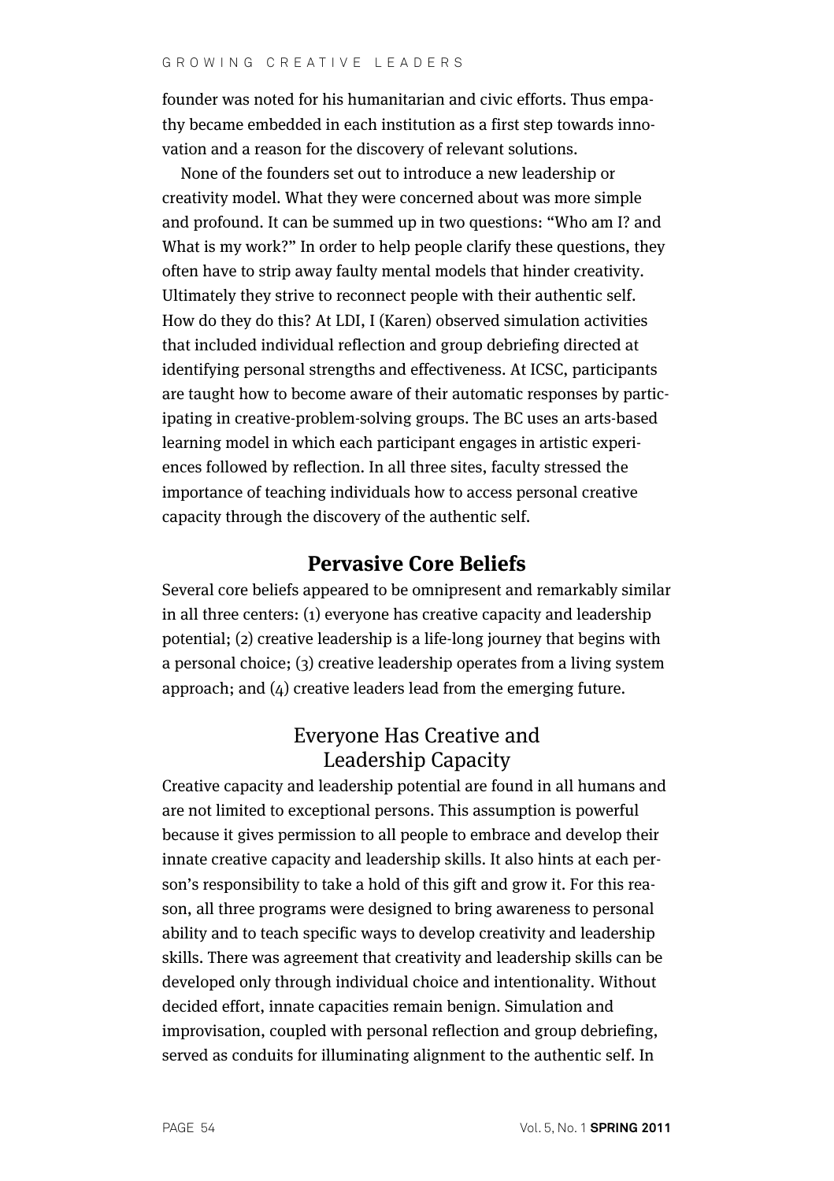founder was noted for his humanitarian and civic efforts. Thus empathy became embedded in each institution as a first step towards innovation and a reason for the discovery of relevant solutions.

None of the founders set out to introduce a new leadership or creativity model. What they were concerned about was more simple and profound. It can be summed up in two questions: "Who am I? and What is my work?" In order to help people clarify these questions, they often have to strip away faulty mental models that hinder creativity. Ultimately they strive to reconnect people with their authentic self. How do they do this? At LDI, I (Karen) observed simulation activities that included individual reflection and group debriefing directed at identifying personal strengths and effectiveness. At ICSC, participants are taught how to become aware of their automatic responses by participating in creative-problem-solving groups. The BC uses an arts-based learning model in which each participant engages in artistic experiences followed by reflection. In all three sites, faculty stressed the importance of teaching individuals how to access personal creative capacity through the discovery of the authentic self.

## Pervasive Core Beliefs

Several core beliefs appeared to be omnipresent and remarkably similar in all three centers: (1) everyone has creative capacity and leadership potential; (2) creative leadership is a life-long journey that begins with a personal choice; (3) creative leadership operates from a living system approach; and (4) creative leaders lead from the emerging future.

### Everyone Has Creative and Leadership Capacity

Creative capacity and leadership potential are found in all humans and are not limited to exceptional persons. This assumption is powerful because it gives permission to all people to embrace and develop their innate creative capacity and leadership skills. It also hints at each person's responsibility to take a hold of this gift and grow it. For this reason, all three programs were designed to bring awareness to personal ability and to teach specific ways to develop creativity and leadership skills. There was agreement that creativity and leadership skills can be developed only through individual choice and intentionality. Without decided effort, innate capacities remain benign. Simulation and improvisation, coupled with personal reflection and group debriefing, served as conduits for illuminating alignment to the authentic self. In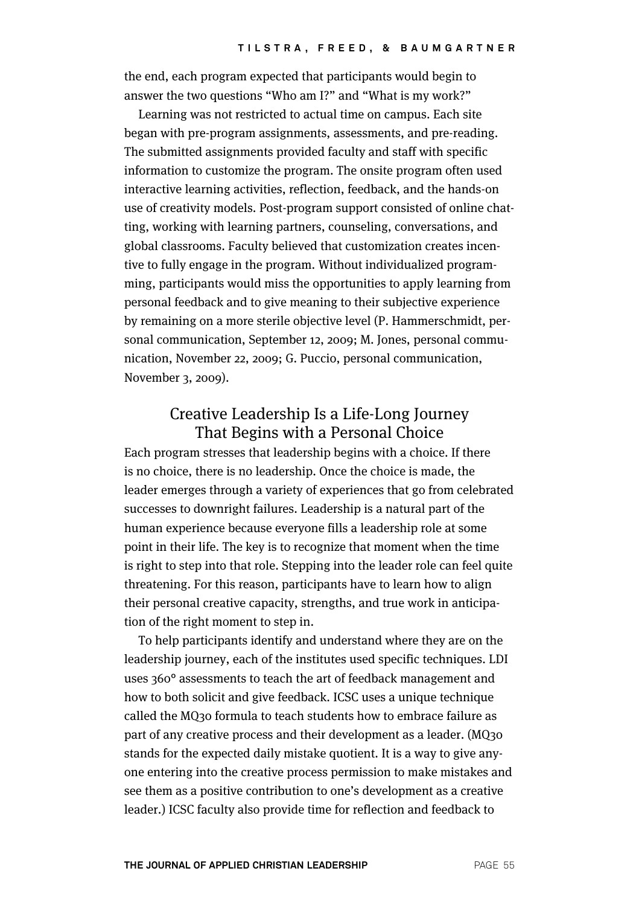the end, each program expected that participants would begin to answer the two questions "Who am I?" and "What is my work?"

Learning was not restricted to actual time on campus. Each site began with pre-program assignments, assessments, and pre-reading. The submitted assignments provided faculty and staff with specific information to customize the program. The onsite program often used interactive learning activities, reflection, feedback, and the hands-on use of creativity models. Post-program support consisted of online chatting, working with learning partners, counseling, conversations, and global classrooms. Faculty believed that customization creates incentive to fully engage in the program. Without individualized programming, participants would miss the opportunities to apply learning from personal feedback and to give meaning to their subjective experience by remaining on a more sterile objective level (P. Hammerschmidt, personal communication, September 12, 2009; M. Jones, personal communication, November 22, 2009; G. Puccio, personal communication, November 3, 2009).

## Creative Leadership Is a Life-Long Journey That Begins with a Personal Choice

Each program stresses that leadership begins with a choice. If there is no choice, there is no leadership. Once the choice is made, the leader emerges through a variety of experiences that go from celebrated successes to downright failures. Leadership is a natural part of the human experience because everyone fills a leadership role at some point in their life. The key is to recognize that moment when the time is right to step into that role. Stepping into the leader role can feel quite threatening. For this reason, participants have to learn how to align their personal creative capacity, strengths, and true work in anticipation of the right moment to step in.

To help participants identify and understand where they are on the leadership journey, each of the institutes used specific techniques. LDI uses 360° assessments to teach the art of feedback management and how to both solicit and give feedback. ICSC uses a unique technique called the MQ30 formula to teach students how to embrace failure as part of any creative process and their development as a leader. (MQ30 stands for the expected daily mistake quotient. It is a way to give anyone entering into the creative process permission to make mistakes and see them as a positive contribution to one's development as a creative leader.) ICSC faculty also provide time for reflection and feedback to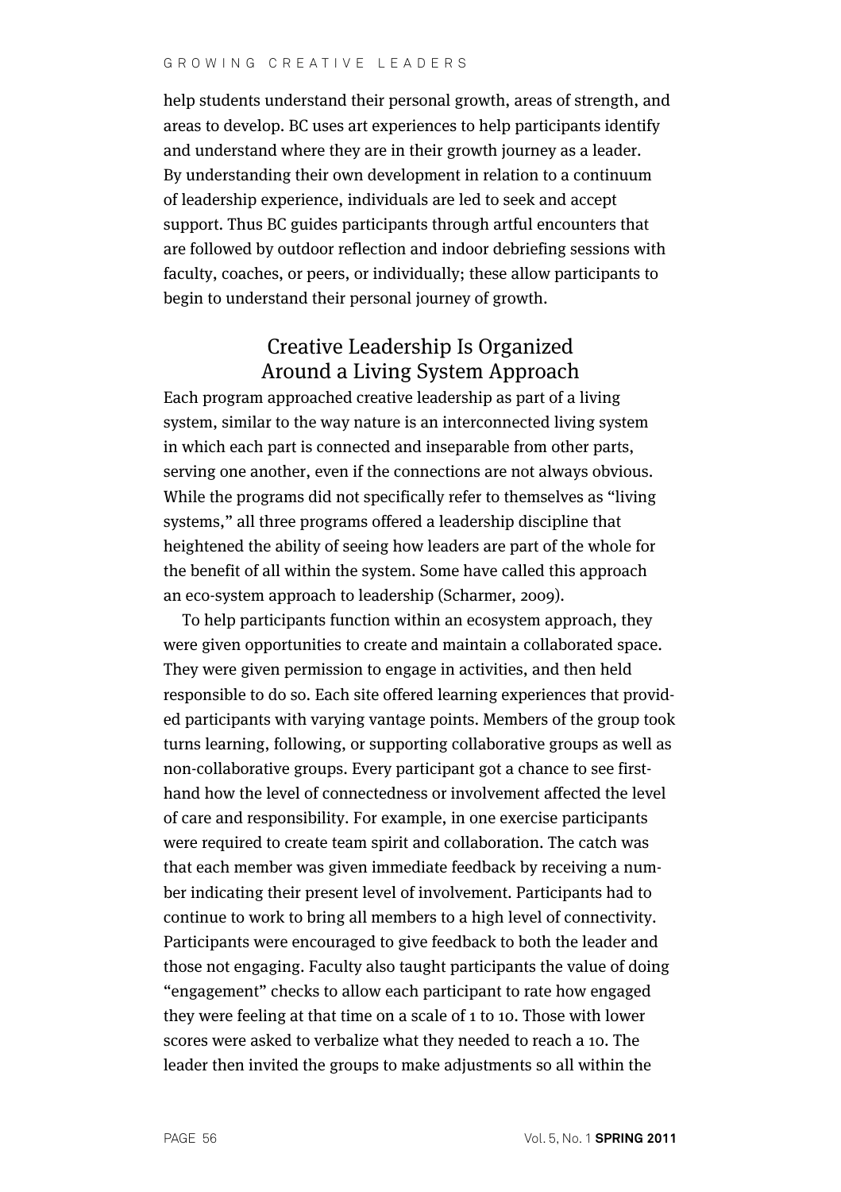help students understand their personal growth, areas of strength, and areas to develop. BC uses art experiences to help participants identify and understand where they are in their growth journey as a leader. By understanding their own development in relation to a continuum of leadership experience, individuals are led to seek and accept support. Thus BC guides participants through artful encounters that are followed by outdoor reflection and indoor debriefing sessions with faculty, coaches, or peers, or individually; these allow participants to begin to understand their personal journey of growth.

## Creative Leadership Is Organized Around a Living System Approach

Each program approached creative leadership as part of a living system, similar to the way nature is an interconnected living system in which each part is connected and inseparable from other parts, serving one another, even if the connections are not always obvious. While the programs did not specifically refer to themselves as "living systems," all three programs offered a leadership discipline that heightened the ability of seeing how leaders are part of the whole for the benefit of all within the system. Some have called this approach an eco-system approach to leadership (Scharmer, 2009).

To help participants function within an ecosystem approach, they were given opportunities to create and maintain a collaborated space. They were given permission to engage in activities, and then held responsible to do so. Each site offered learning experiences that provided participants with varying vantage points. Members of the group took turns learning, following, or supporting collaborative groups as well as non-collaborative groups. Every participant got a chance to see first-hand how the level of connectedness or involvement affected the level of care and responsibility. For example, in one exercise participants were required to create team spirit and collaboration. The catch was that each member was given immediate feedback by receiving a number indicating their present level of involvement. Participants had to continue to work to bring all members to a high level of connectivity. Participants were encouraged to give feedback to both the leader and those not engaging. Faculty also taught participants the value of doing "engagement" checks to allow each participant to rate how engaged they were feeling at that time on a scale of 1 to 10. Those with lower scores were asked to verbalize what they needed to reach a 10. The leader then invited the groups to make adjustments so all within the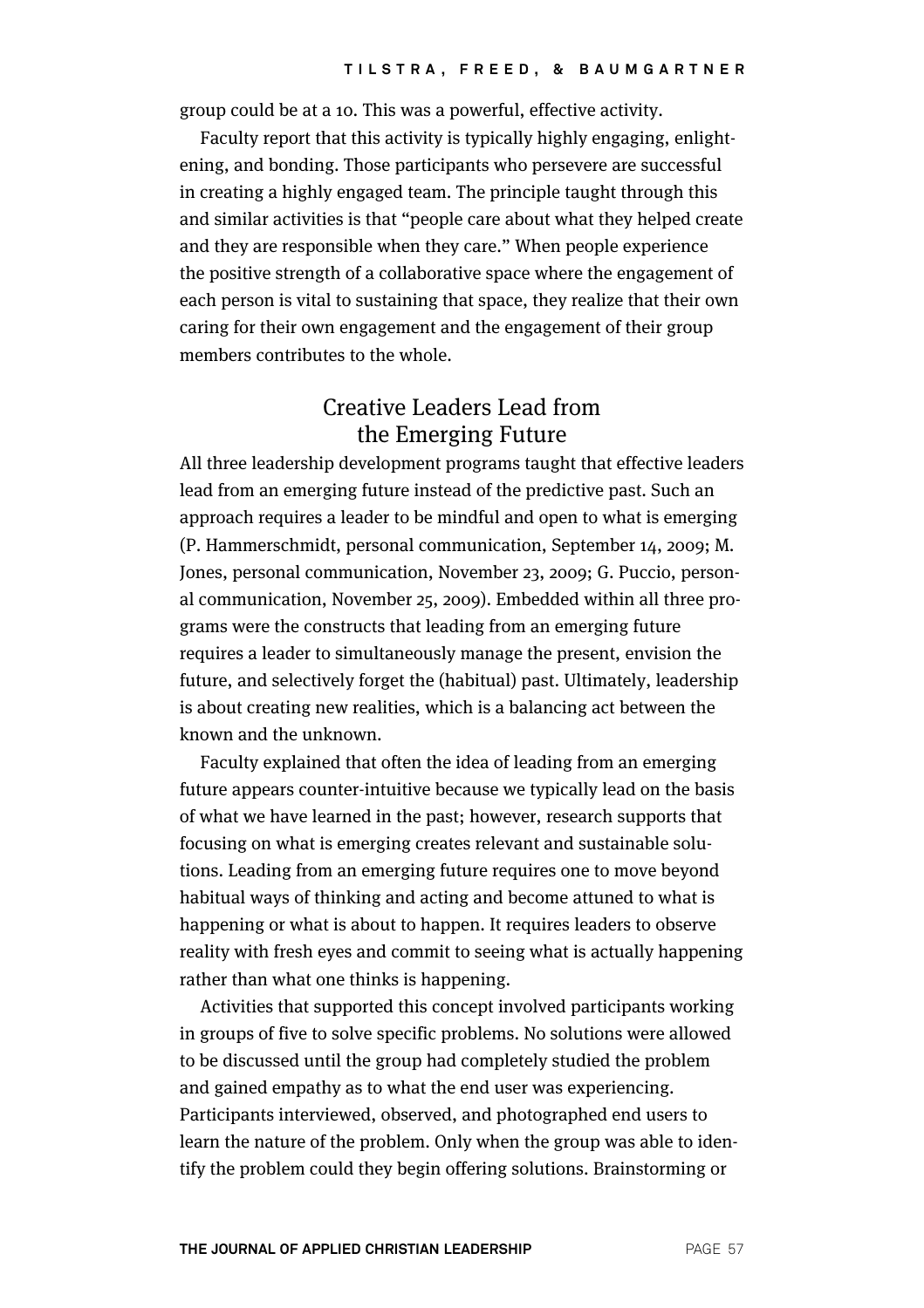group could be at a 10. This was a powerful, effective activity.

Faculty report that this activity is typically highly engaging, enlightening, and bonding. Those participants who persevere are successful in creating a highly engaged team. The principle taught through this and similar activities is that "people care about what they helped create and they are responsible when they care." When people experience the positive strength of a collaborative space where the engagement of each person is vital to sustaining that space, they realize that their own caring for their own engagement and the engagement of their group members contributes to the whole.

## Creative Leaders Lead from the Emerging Future

All three leadership development programs taught that effective leaders lead from an emerging future instead of the predictive past. Such an approach requires a leader to be mindful and open to what is emerging (P. Hammerschmidt, personal communication, September 14, 2009; M. Jones, personal communication, November 23, 2009; G. Puccio, personal communication, November 25, 2009). Embedded within all three programs were the constructs that leading from an emerging future requires a leader to simultaneously manage the present, envision the future, and selectively forget the (habitual) past. Ultimately, leadership is about creating new realities, which is a balancing act between the known and the unknown.

Faculty explained that often the idea of leading from an emerging future appears counter-intuitive because we typically lead on the basis of what we have learned in the past; however, research supports that focusing on what is emerging creates relevant and sustainable solutions. Leading from an emerging future requires one to move beyond habitual ways of thinking and acting and become attuned to what is happening or what is about to happen. It requires leaders to observe reality with fresh eyes and commit to seeing what is actually happening rather than what one thinks is happening.

Activities that supported this concept involved participants working in groups of five to solve specific problems. No solutions were allowed to be discussed until the group had completely studied the problem and gained empathy as to what the end user was experiencing. Participants interviewed, observed, and photographed end users to learn the nature of the problem. Only when the group was able to identify the problem could they begin offering solutions. Brainstorming or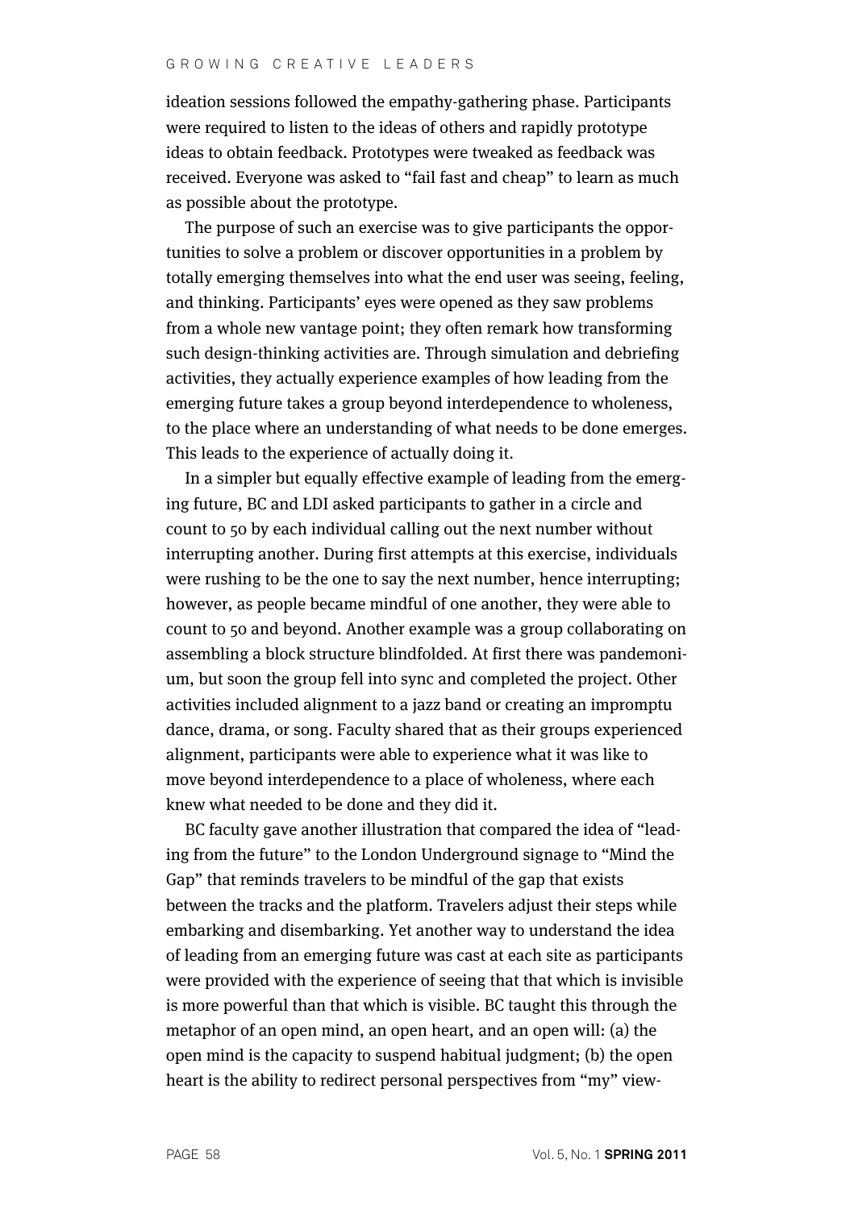ideation sessions followed the empathy-gathering phase. Participants were required to listen to the ideas of others and rapidly prototype ideas to obtain feedback. Prototypes were tweaked as feedback was received. Everyone was asked to "fail fast and cheap" to learn as much as possible about the prototype.

The purpose of such an exercise was to give participants the opportunities to solve a problem or discover opportunities in a problem by totally emerging themselves into what the end user was seeing, feeling, and thinking. Participants' eyes were opened as they saw problems from a whole new vantage point; they often remark how transforming such design-thinking activities are. Through simulation and debriefing activities, they actually experience examples of how leading from the emerging future takes a group beyond interdependence to wholeness, to the place where an understanding of what needs to be done emerges. This leads to the experience of actually doing it.

In a simpler but equally effective example of leading from the emerging future, BC and LDI asked participants to gather in a circle and count to 50 by each individual calling out the next number without interrupting another. During first attempts at this exercise, individuals were rushing to be the one to say the next number, hence interrupting; however, as people became mindful of one another, they were able to count to 50 and beyond. Another example was a group collaborating on assembling a block structure blindfolded. At first there was pandemonium, but soon the group fell into sync and completed the project. Other activities included alignment to a jazz band or creating an impromptu dance, drama, or song. Faculty shared that as their groups experienced alignment, participants were able to experience what it was like to move beyond interdependence to a place of wholeness, where each knew what needed to be done and they did it.

BC faculty gave another illustration that compared the idea of "leading from the future" to the London Underground signage to "Mind the Gap" that reminds travelers to be mindful of the gap that exists between the tracks and the platform. Travelers adjust their steps while embarking and disembarking. Yet another way to understand the idea of leading from an emerging future was cast at each site as participants were provided with the experience of seeing that that which is invisible is more powerful than that which is visible. BC taught this through the metaphor of an open mind, an open heart, and an open will: (a) the open mind is the capacity to suspend habitual judgment; (b) the open heart is the ability to redirect personal perspectives from "my" view-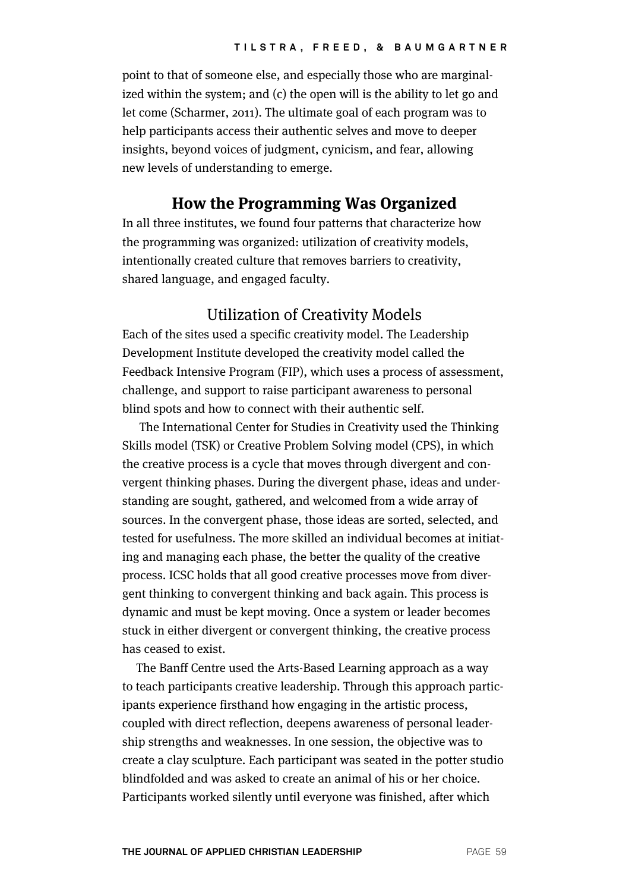point to that of someone else, and especially those who are marginalized within the system; and (c) the open will is the ability to let go and let come (Scharmer, 2011). The ultimate goal of each program was to help participants access their authentic selves and move to deeper insights, beyond voices of judgment, cynicism, and fear, allowing new levels of understanding to emerge.

## How the Programming Was Organized

In all three institutes, we found four patterns that characterize how the programming was organized: utilization of creativity models, intentionally created culture that removes barriers to creativity, shared language, and engaged faculty.

### Utilization of Creativity Models

Each of the sites used a specific creativity model. The Leadership Development Institute developed the creativity model called the Feedback Intensive Program (FIP), which uses a process of assessment, challenge, and support to raise participant awareness to personal blind spots and how to connect with their authentic self.

The International Center for Studies in Creativity used the Thinking Skills model (TSK) or Creative Problem Solving model (CPS), in which the creative process is a cycle that moves through divergent and convergent thinking phases. During the divergent phase, ideas and understanding are sought, gathered, and welcomed from a wide array of sources. In the convergent phase, those ideas are sorted, selected, and tested for usefulness. The more skilled an individual becomes at initiating and managing each phase, the better the quality of the creative process. ICSC holds that all good creative processes move from divergent thinking to convergent thinking and back again. This process is dynamic and must be kept moving. Once a system or leader becomes stuck in either divergent or convergent thinking, the creative process has ceased to exist.

The Banff Centre used the Arts-Based Learning approach as a way to teach participants creative leadership. Through this approach participants experience firsthand how engaging in the artistic process, coupled with direct reflection, deepens awareness of personal leadership strengths and weaknesses. In one session, the objective was to create a clay sculpture. Each participant was seated in the potter studio blindfolded and was asked to create an animal of his or her choice. Participants worked silently until everyone was finished, after which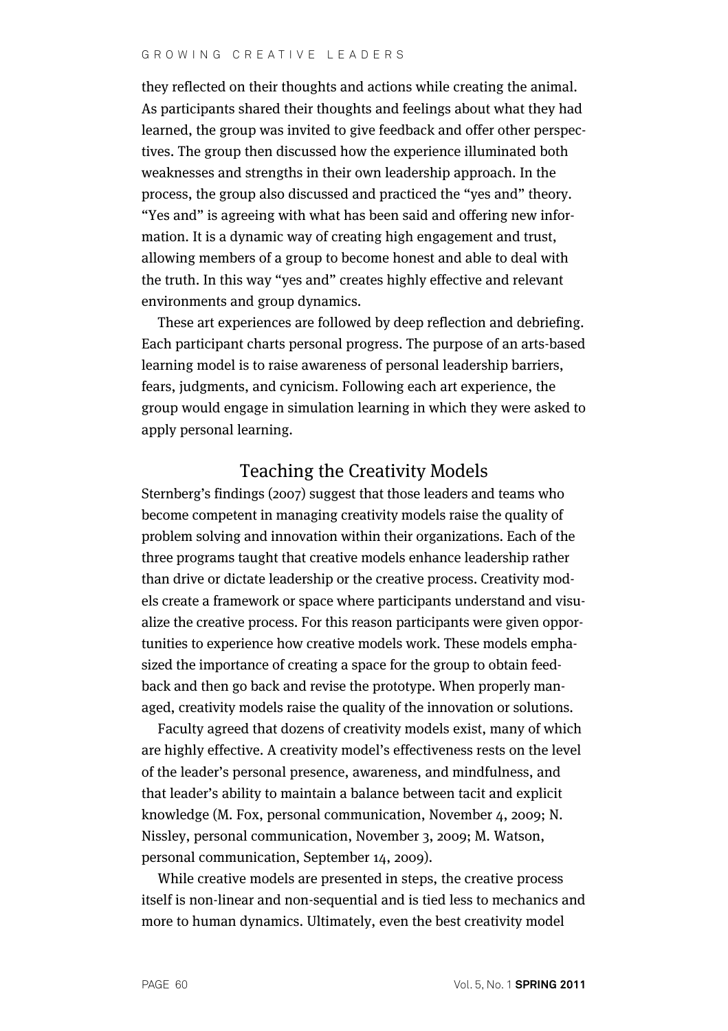they reflected on their thoughts and actions while creating the animal. As participants shared their thoughts and feelings about what they had learned, the group was invited to give feedback and offer other perspectives. The group then discussed how the experience illuminated both weaknesses and strengths in their own leadership approach. In the process, the group also discussed and practiced the "yes and" theory. "Yes and" is agreeing with what has been said and offering new information. It is a dynamic way of creating high engagement and trust, allowing members of a group to become honest and able to deal with the truth. In this way "yes and" creates highly effective and relevant environments and group dynamics.

These art experiences are followed by deep reflection and debriefing. Each participant charts personal progress. The purpose of an arts-based learning model is to raise awareness of personal leadership barriers, fears, judgments, and cynicism. Following each art experience, the group would engage in simulation learning in which they were asked to apply personal learning.

## Teaching the Creativity Models

Sternberg's findings (2007) suggest that those leaders and teams who become competent in managing creativity models raise the quality of problem solving and innovation within their organizations. Each of the three programs taught that creative models enhance leadership rather than drive or dictate leadership or the creative process. Creativity models create a framework or space where participants understand and visualize the creative process. For this reason participants were given opportunities to experience how creative models work. These models emphasized the importance of creating a space for the group to obtain feedback and then go back and revise the prototype. When properly managed, creativity models raise the quality of the innovation or solutions.

Faculty agreed that dozens of creativity models exist, many of which are highly effective. A creativity model's effectiveness rests on the level of the leader's personal presence, awareness, and mindfulness, and that leader's ability to maintain a balance between tacit and explicit knowledge (M. Fox, personal communication, November 4, 2009; N. Nissley, personal communication, November 3, 2009; M. Watson, personal communication, September 14, 2009).

While creative models are presented in steps, the creative process itself is non-linear and non-sequential and is tied less to mechanics and more to human dynamics. Ultimately, even the best creativity model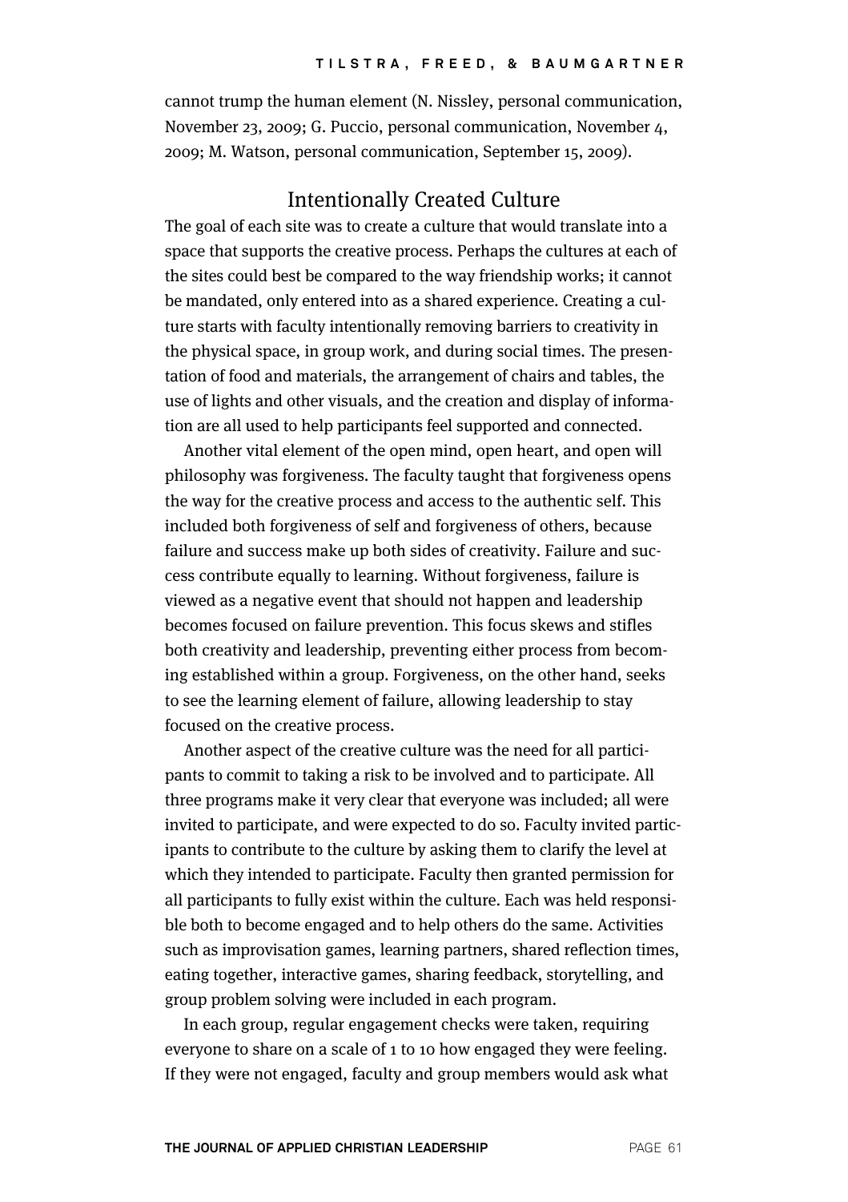cannot trump the human element (N. Nissley, personal communication, November 23, 2009; G. Puccio, personal communication, November 4, 2009; M. Watson, personal communication, September 15, 2009).

## Intentionally Created Culture

The goal of each site was to create a culture that would translate into a space that supports the creative process. Perhaps the cultures at each of the sites could best be compared to the way friendship works; it cannot be mandated, only entered into as a shared experience. Creating a culture starts with faculty intentionally removing barriers to creativity in the physical space, in group work, and during social times. The presentation of food and materials, the arrangement of chairs and tables, the use of lights and other visuals, and the creation and display of information are all used to help participants feel supported and connected.

Another vital element of the open mind, open heart, and open will philosophy was forgiveness. The faculty taught that forgiveness opens the way for the creative process and access to the authentic self. This included both forgiveness of self and forgiveness of others, because failure and success make up both sides of creativity. Failure and success contribute equally to learning. Without forgiveness, failure is viewed as a negative event that should not happen and leadership becomes focused on failure prevention. This focus skews and stifles both creativity and leadership, preventing either process from becoming established within a group. Forgiveness, on the other hand, seeks to see the learning element of failure, allowing leadership to stay focused on the creative process.

Another aspect of the creative culture was the need for all participants to commit to taking a risk to be involved and to participate. All three programs make it very clear that everyone was included; all were invited to participate, and were expected to do so. Faculty invited participants to contribute to the culture by asking them to clarify the level at which they intended to participate. Faculty then granted permission for all participants to fully exist within the culture. Each was held responsible both to become engaged and to help others do the same. Activities such as improvisation games, learning partners, shared reflection times, eating together, interactive games, sharing feedback, storytelling, and group problem solving were included in each program.

In each group, regular engagement checks were taken, requiring everyone to share on a scale of 1 to 10 how engaged they were feeling. If they were not engaged, faculty and group members would ask what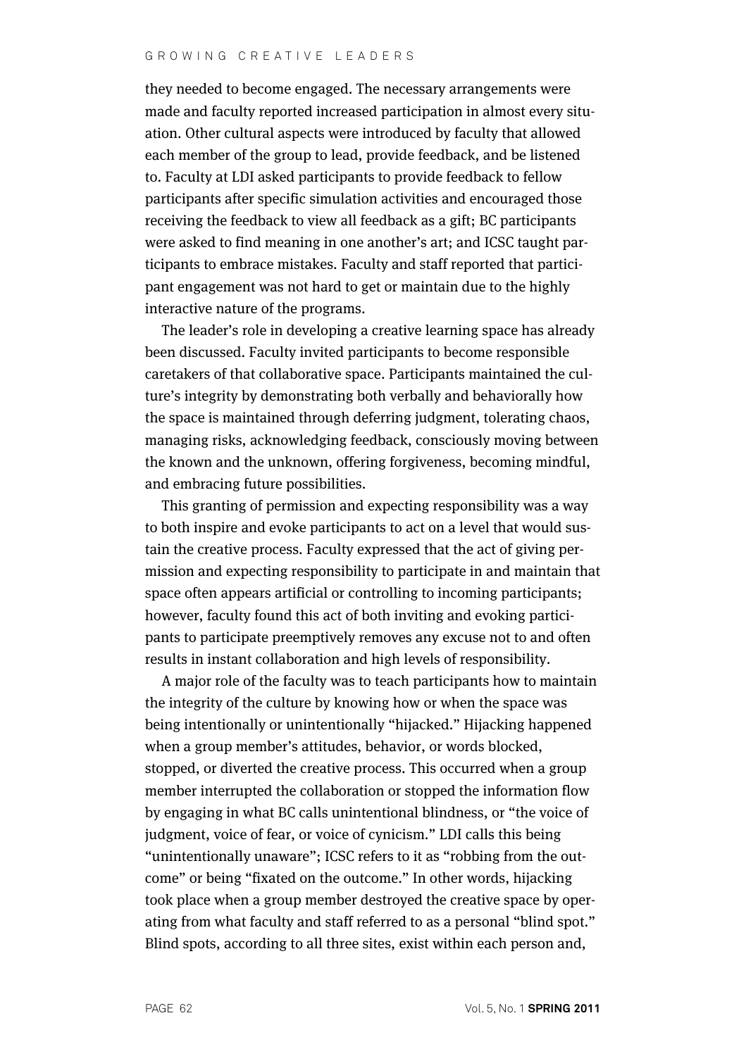they needed to become engaged. The necessary arrangements were made and faculty reported increased participation in almost every situation. Other cultural aspects were introduced by faculty that allowed each member of the group to lead, provide feedback, and be listened to. Faculty at LDI asked participants to provide feedback to fellow participants after specific simulation activities and encouraged those receiving the feedback to view all feedback as a gift; BC participants were asked to find meaning in one another's art; and ICSC taught participants to embrace mistakes. Faculty and staff reported that participant engagement was not hard to get or maintain due to the highly interactive nature of the programs.

The leader's role in developing a creative learning space has already been discussed. Faculty invited participants to become responsible caretakers of that collaborative space. Participants maintained the culture's integrity by demonstrating both verbally and behaviorally how the space is maintained through deferring judgment, tolerating chaos, managing risks, acknowledging feedback, consciously moving between the known and the unknown, offering forgiveness, becoming mindful, and embracing future possibilities.

This granting of permission and expecting responsibility was a way to both inspire and evoke participants to act on a level that would sustain the creative process. Faculty expressed that the act of giving permission and expecting responsibility to participate in and maintain that space often appears artificial or controlling to incoming participants; however, faculty found this act of both inviting and evoking participants to participate preemptively removes any excuse not to and often results in instant collaboration and high levels of responsibility.

A major role of the faculty was to teach participants how to maintain the integrity of the culture by knowing how or when the space was being intentionally or unintentionally "hijacked." Hijacking happened when a group member's attitudes, behavior, or words blocked, stopped, or diverted the creative process. This occurred when a group member interrupted the collaboration or stopped the information flow by engaging in what BC calls unintentional blindness, or "the voice of judgment, voice of fear, or voice of cynicism." LDI calls this being "unintentionally unaware"; ICSC refers to it as "robbing from the outcome" or being "fixated on the outcome." In other words, hijacking took place when a group member destroyed the creative space by operating from what faculty and staff referred to as a personal "blind spot." Blind spots, according to all three sites, exist within each person and,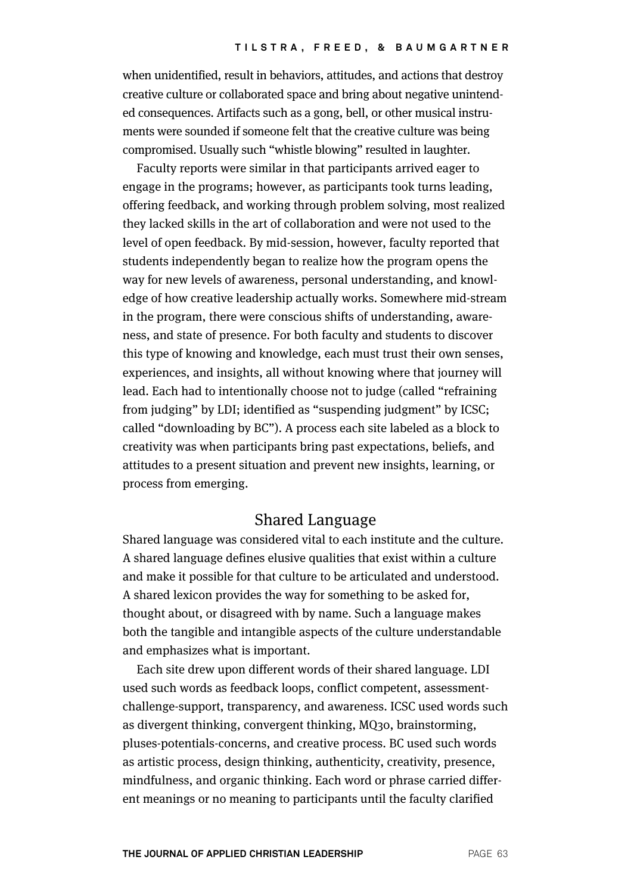when unidentified, result in behaviors, attitudes, and actions that destroy creative culture or collaborated space and bring about negative unintended consequences. Artifacts such as a gong, bell, or other musical instruments were sounded if someone felt that the creative culture was being compromised. Usually such "whistle blowing" resulted in laughter.

Faculty reports were similar in that participants arrived eager to engage in the programs; however, as participants took turns leading, offering feedback, and working through problem solving, most realized they lacked skills in the art of collaboration and were not used to the level of open feedback. By mid-session, however, faculty reported that students independently began to realize how the program opens the way for new levels of awareness, personal understanding, and knowledge of how creative leadership actually works. Somewhere mid-stream in the program, there were conscious shifts of understanding, awareness, and state of presence. For both faculty and students to discover this type of knowing and knowledge, each must trust their own senses, experiences, and insights, all without knowing where that journey will lead. Each had to intentionally choose not to judge (called "refraining from judging" by LDI; identified as "suspending judgment" by ICSC; called "downloading by BC"). A process each site labeled as a block to creativity was when participants bring past expectations, beliefs, and attitudes to a present situation and prevent new insights, learning, or process from emerging.

## Shared Language

Shared language was considered vital to each institute and the culture. A shared language defines elusive qualities that exist within a culture and make it possible for that culture to be articulated and understood. A shared lexicon provides the way for something to be asked for, thought about, or disagreed with by name. Such a language makes both the tangible and intangible aspects of the culture understandable and emphasizes what is important.

Each site drew upon different words of their shared language. LDI used such words as feedback loops, conflict competent, assessment-challenge-support, transparency, and awareness. ICSC used words such as divergent thinking, convergent thinking, MQ30, brainstorming, pluses-potentials-concerns, and creative process. BC used such words as artistic process, design thinking, authenticity, creativity, presence, mindfulness, and organic thinking. Each word or phrase carried different meanings or no meaning to participants until the faculty clarified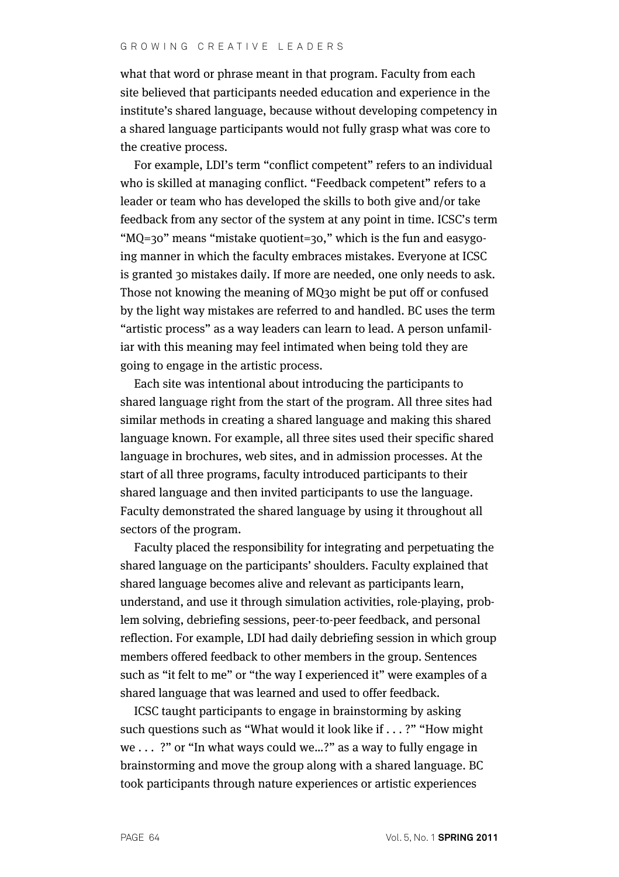what that word or phrase meant in that program. Faculty from each site believed that participants needed education and experience in the institute's shared language, because without developing competency in a shared language participants would not fully grasp what was core to the creative process.

For example, LDI's term "conflict competent" refers to an individual who is skilled at managing conflict. "Feedback competent" refers to a leader or team who has developed the skills to both give and/or take feedback from any sector of the system at any point in time. ICSC's term "MQ=30" means "mistake quotient=30," which is the fun and easygoing manner in which the faculty embraces mistakes. Everyone at ICSC is granted 30 mistakes daily. If more are needed, one only needs to ask. Those not knowing the meaning of MQ30 might be put off or confused by the light way mistakes are referred to and handled. BC uses the term "artistic process" as a way leaders can learn to lead. A person unfamiliar with this meaning may feel intimated when being told they are going to engage in the artistic process.

Each site was intentional about introducing the participants to shared language right from the start of the program. All three sites had similar methods in creating a shared language and making this shared language known. For example, all three sites used their specific shared language in brochures, web sites, and in admission processes. At the start of all three programs, faculty introduced participants to their shared language and then invited participants to use the language. Faculty demonstrated the shared language by using it throughout all sectors of the program.

Faculty placed the responsibility for integrating and perpetuating the shared language on the participants' shoulders. Faculty explained that shared language becomes alive and relevant as participants learn, understand, and use it through simulation activities, role-playing, problem solving, debriefing sessions, peer-to-peer feedback, and personal reflection. For example, LDI had daily debriefing session in which group members offered feedback to other members in the group. Sentences such as "it felt to me" or "the way I experienced it" were examples of a shared language that was learned and used to offer feedback.

ICSC taught participants to engage in brainstorming by asking such questions such as "What would it look like if . . . ?" "How might we . . . ?" or "In what ways could we...?" as a way to fully engage in brainstorming and move the group along with a shared language. BC took participants through nature experiences or artistic experiences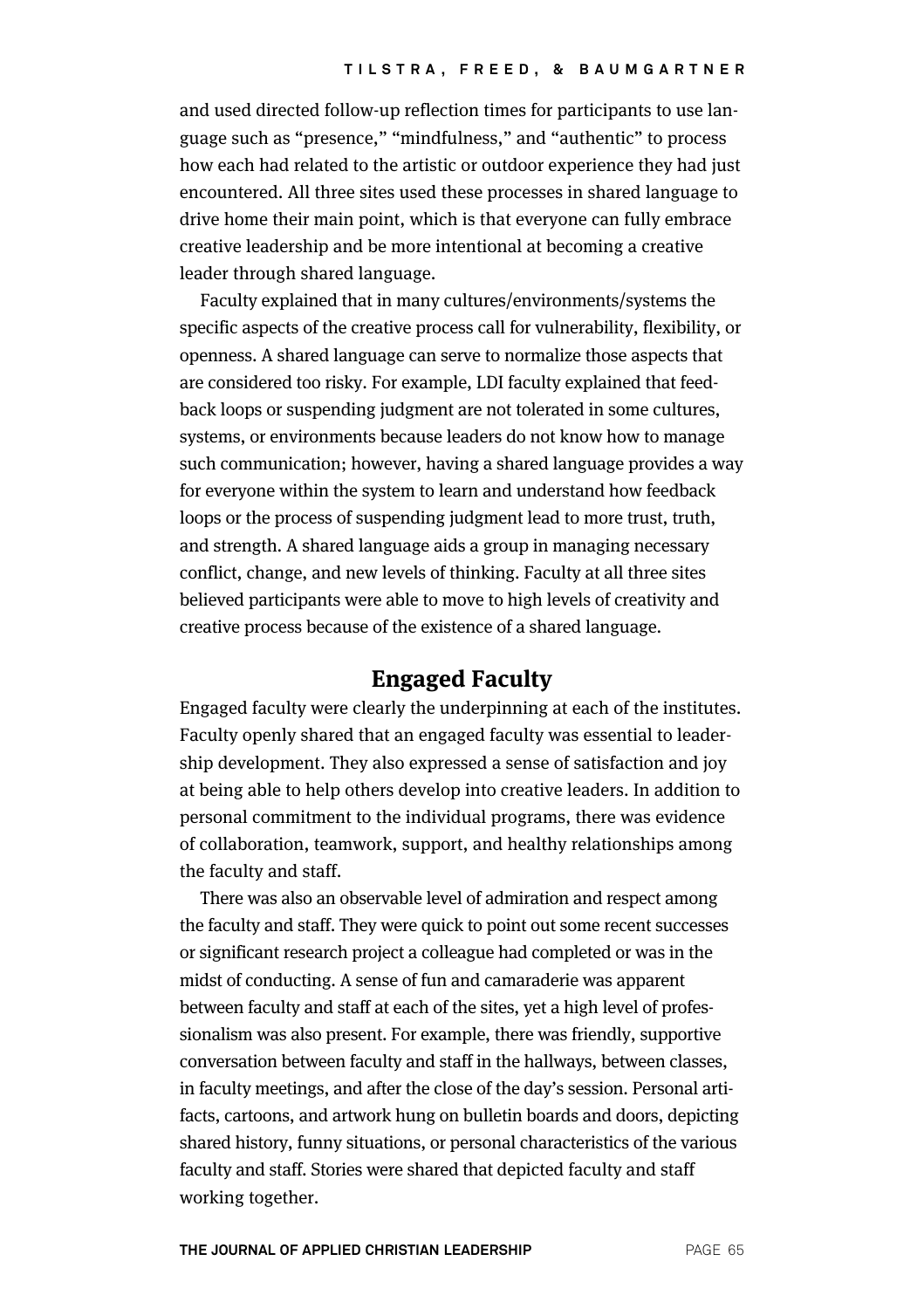and used directed follow-up reflection times for participants to use language such as "presence," "mindfulness," and "authentic" to process how each had related to the artistic or outdoor experience they had just encountered. All three sites used these processes in shared language to drive home their main point, which is that everyone can fully embrace creative leadership and be more intentional at becoming a creative leader through shared language.

Faculty explained that in many cultures/environments/systems the specific aspects of the creative process call for vulnerability, flexibility, or openness. A shared language can serve to normalize those aspects that are considered too risky. For example, LDI faculty explained that feedback loops or suspending judgment are not tolerated in some cultures, systems, or environments because leaders do not know how to manage such communication; however, having a shared language provides a way for everyone within the system to learn and understand how feedback loops or the process of suspending judgment lead to more trust, truth, and strength. A shared language aids a group in managing necessary conflict, change, and new levels of thinking. Faculty at all three sites believed participants were able to move to high levels of creativity and creative process because of the existence of a shared language.

## Engaged Faculty

Engaged faculty were clearly the underpinning at each of the institutes. Faculty openly shared that an engaged faculty was essential to leadership development. They also expressed a sense of satisfaction and joy at being able to help others develop into creative leaders. In addition to personal commitment to the individual programs, there was evidence of collaboration, teamwork, support, and healthy relationships among the faculty and staff.

There was also an observable level of admiration and respect among the faculty and staff. They were quick to point out some recent successes or significant research project a colleague had completed or was in the midst of conducting. A sense of fun and camaraderie was apparent between faculty and staff at each of the sites, yet a high level of professionalism was also present. For example, there was friendly, supportive conversation between faculty and staff in the hallways, between classes, in faculty meetings, and after the close of the day's session. Personal artifacts, cartoons, and artwork hung on bulletin boards and doors, depicting shared history, funny situations, or personal characteristics of the various faculty and staff. Stories were shared that depicted faculty and staff working together.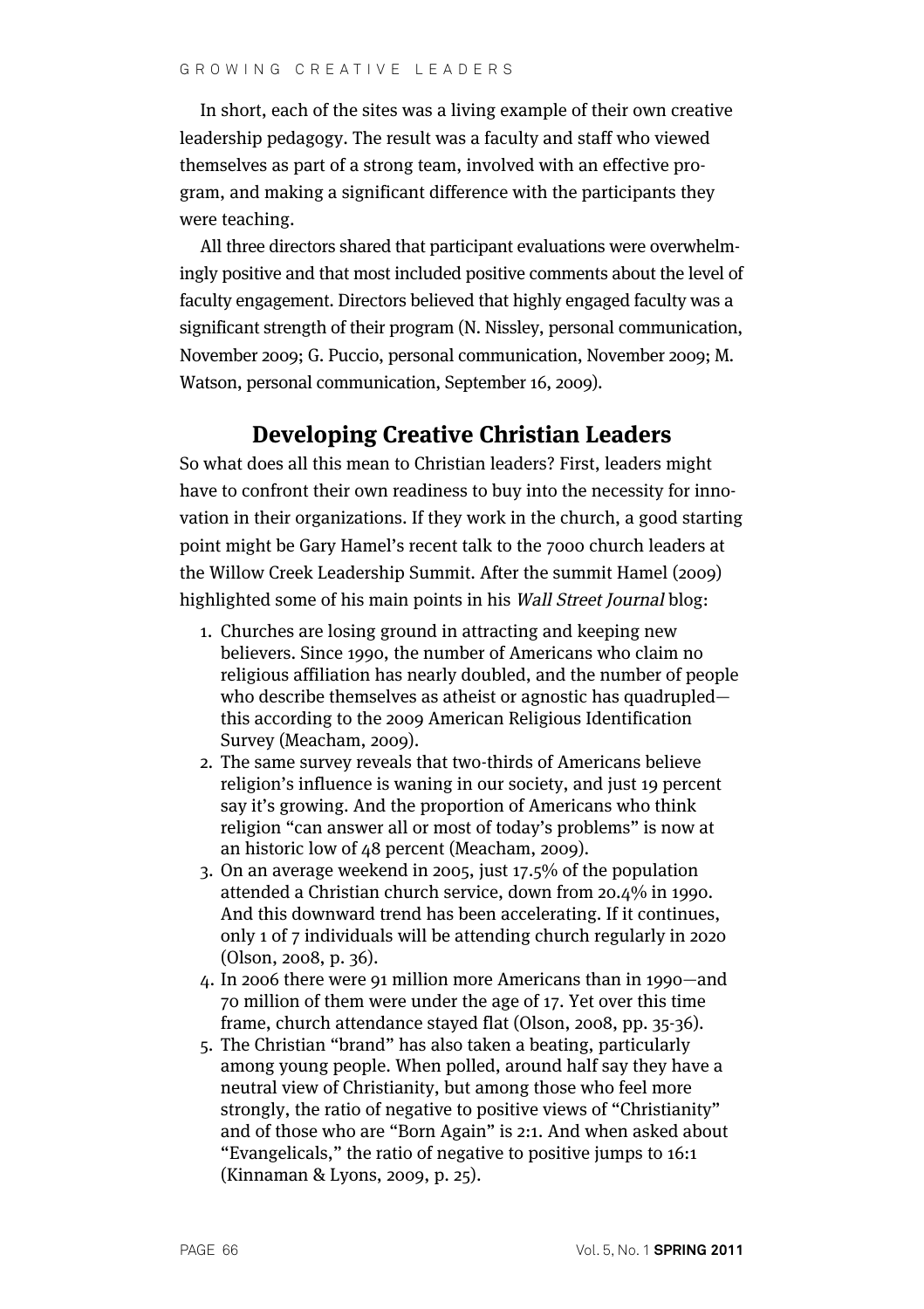In short, each of the sites was a living example of their own creative leadership pedagogy. The result was a faculty and staff who viewed themselves as part of a strong team, involved with an effective program, and making a significant difference with the participants they were teaching.

All three directors shared that participant evaluations were overwhelmingly positive and that most included positive comments about the level of faculty engagement. Directors believed that highly engaged faculty was a significant strength of their program (N. Nissley, personal communication, November 2009; G. Puccio, personal communication, November 2009; M. Watson, personal communication, September 16, 2009).

## Developing Creative Christian Leaders

So what does all this mean to Christian leaders? First, leaders might have to confront their own readiness to buy into the necessity for innovation in their organizations. If they work in the church, a good starting point might be Gary Hamel's recent talk to the 7000 church leaders at the Willow Creek Leadership Summit. After the summit Hamel (2009) highlighted some of his main points in his *Wall Street Journal* blog:

1. Churches are losing ground in attracting and keeping new believers. Since 1990, the number of Americans who claim no religious affiliation has nearly doubled, and the number of people who describe themselves as atheist or agnostic has quadrupled—this according to the 2009 American Religious Identification Survey (Meacham, 2009).
2. The same survey reveals that two-thirds of Americans believe religion's influence is waning in our society, and just 19 percent say it's growing. And the proportion of Americans who think religion "can answer all or most of today's problems" is now at an historic low of 48 percent (Meacham, 2009).
3. On an average weekend in 2005, just 17.5% of the population attended a Christian church service, down from 20.4% in 1990. And this downward trend has been accelerating. If it continues, only 1 of 7 individuals will be attending church regularly in 2020 (Olson, 2008, p. 36).
4. In 2006 there were 91 million more Americans than in 1990—and 70 million of them were under the age of 17. Yet over this time frame, church attendance stayed flat (Olson, 2008, pp. 35-36).
5. The Christian "brand" has also taken a beating, particularly among young people. When polled, around half say they have a neutral view of Christianity, but among those who feel more strongly, the ratio of negative to positive views of "Christianity" and of those who are "Born Again" is 2:1. And when asked about "Evangelicals," the ratio of negative to positive jumps to 16:1 (Kinnaman & Lyons, 2009, p. 25).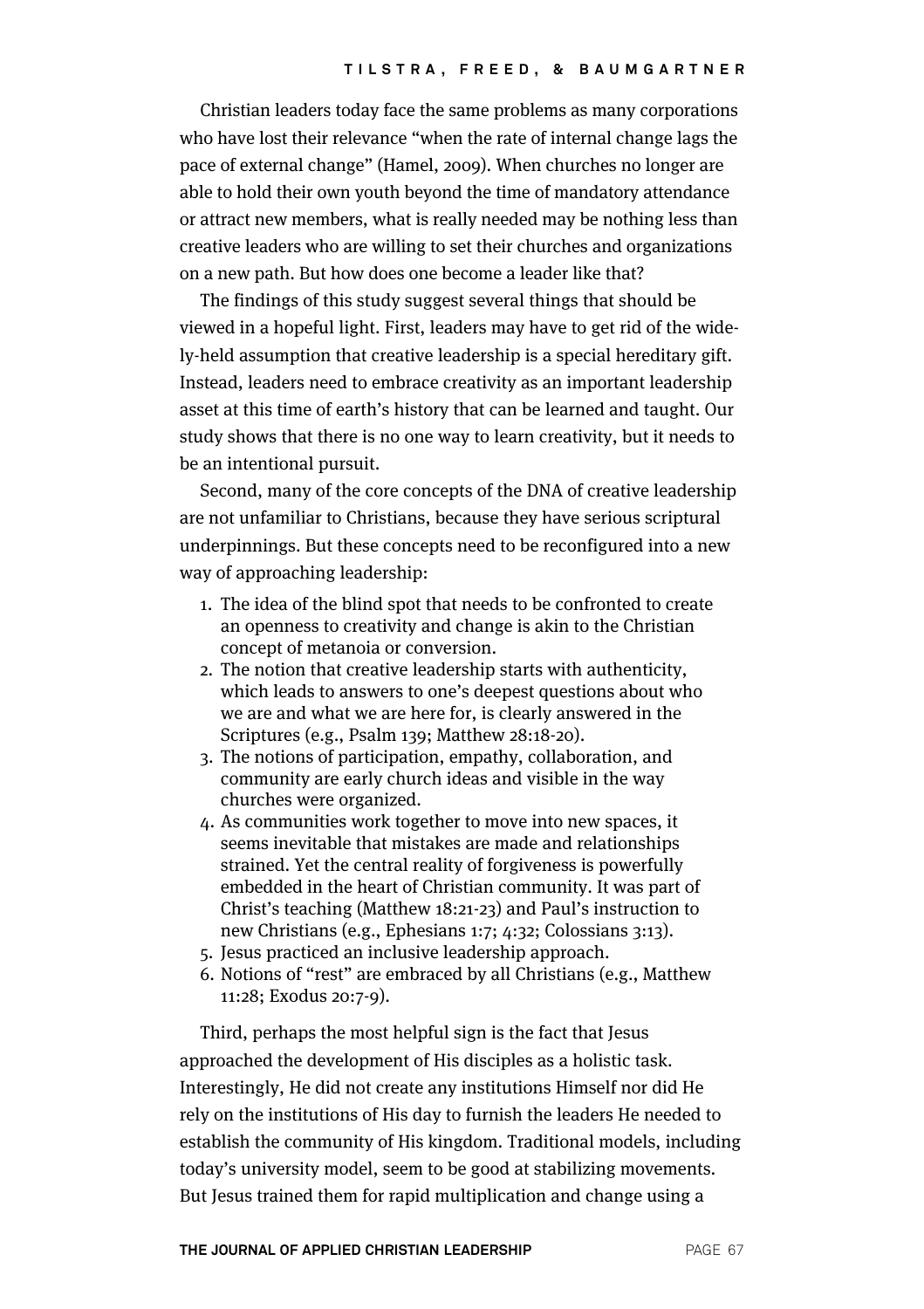Christian leaders today face the same problems as many corporations who have lost their relevance "when the rate of internal change lags the pace of external change" (Hamel, 2009). When churches no longer are able to hold their own youth beyond the time of mandatory attendance or attract new members, what is really needed may be nothing less than creative leaders who are willing to set their churches and organizations on a new path. But how does one become a leader like that?

The findings of this study suggest several things that should be viewed in a hopeful light. First, leaders may have to get rid of the widely-held assumption that creative leadership is a special hereditary gift. Instead, leaders need to embrace creativity as an important leadership asset at this time of earth's history that can be learned and taught. Our study shows that there is no one way to learn creativity, but it needs to be an intentional pursuit.

Second, many of the core concepts of the DNA of creative leadership are not unfamiliar to Christians, because they have serious scriptural underpinnings. But these concepts need to be reconfigured into a new way of approaching leadership:

1. The idea of the blind spot that needs to be confronted to create an openness to creativity and change is akin to the Christian concept of metanoia or conversion.
2. The notion that creative leadership starts with authenticity, which leads to answers to one's deepest questions about who we are and what we are here for, is clearly answered in the Scriptures (e.g., Psalm 139; Matthew 28:18-20).
3. The notions of participation, empathy, collaboration, and community are early church ideas and visible in the way churches were organized.
4. As communities work together to move into new spaces, it seems inevitable that mistakes are made and relationships strained. Yet the central reality of forgiveness is powerfully embedded in the heart of Christian community. It was part of Christ's teaching (Matthew 18:21-23) and Paul's instruction to new Christians (e.g., Ephesians 1:7; 4:32; Colossians 3:13).
5. Jesus practiced an inclusive leadership approach.
6. Notions of "rest" are embraced by all Christians (e.g., Matthew 11:28; Exodus 20:7-9).

Third, perhaps the most helpful sign is the fact that Jesus approached the development of His disciples as a holistic task. Interestingly, He did not create any institutions Himself nor did He rely on the institutions of His day to furnish the leaders He needed to establish the community of His kingdom. Traditional models, including today's university model, seem to be good at stabilizing movements. But Jesus trained them for rapid multiplication and change using a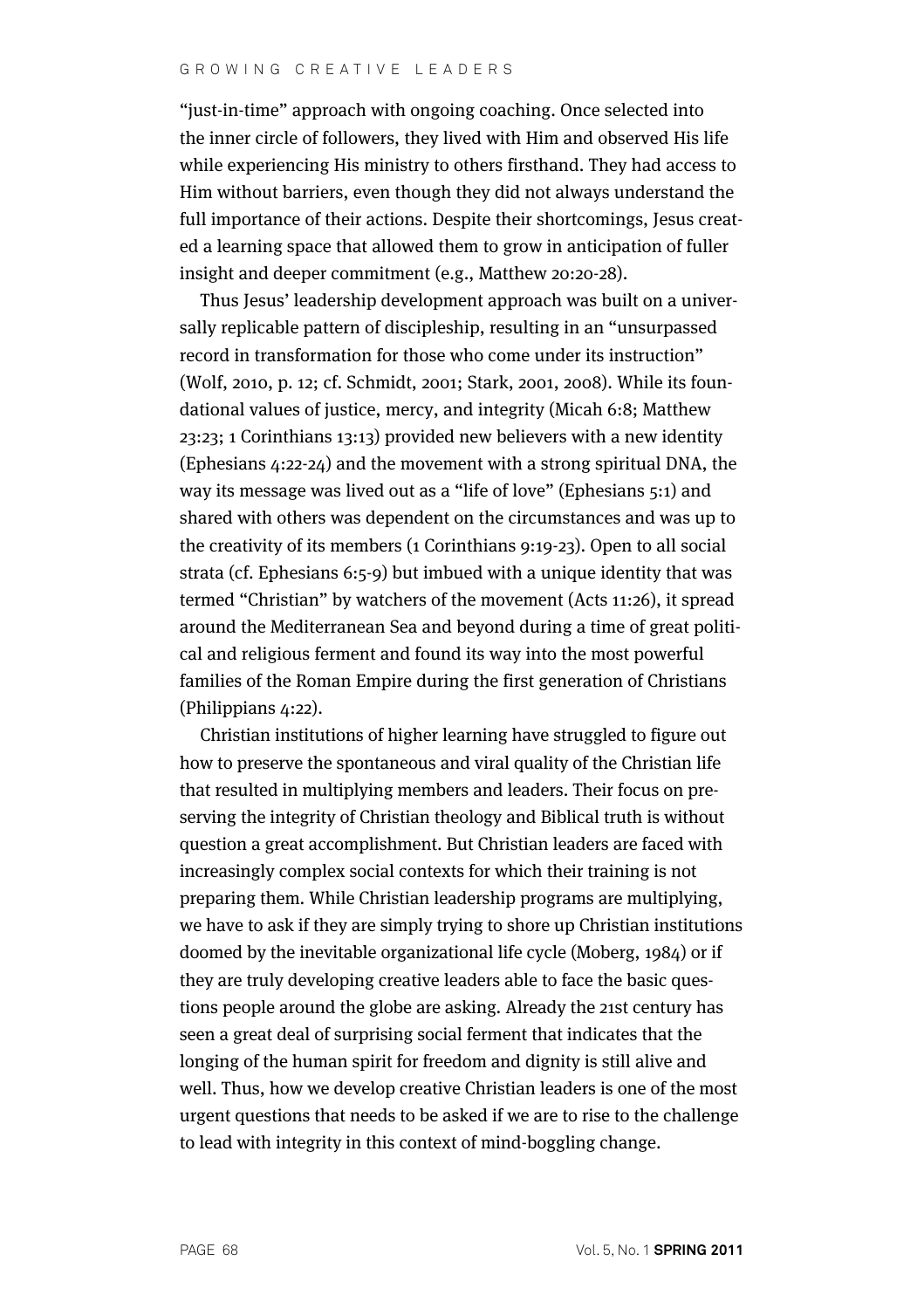"just-in-time" approach with ongoing coaching. Once selected into the inner circle of followers, they lived with Him and observed His life while experiencing His ministry to others firsthand. They had access to Him without barriers, even though they did not always understand the full importance of their actions. Despite their shortcomings, Jesus created a learning space that allowed them to grow in anticipation of fuller insight and deeper commitment (e.g., Matthew 20:20-28).

Thus Jesus' leadership development approach was built on a universally replicable pattern of discipleship, resulting in an "unsurpassed record in transformation for those who come under its instruction" (Wolf, 2010, p. 12; cf. Schmidt, 2001; Stark, 2001, 2008). While its foundational values of justice, mercy, and integrity (Micah 6:8; Matthew 23:23; 1 Corinthians 13:13) provided new believers with a new identity (Ephesians 4:22-24) and the movement with a strong spiritual DNA, the way its message was lived out as a "life of love" (Ephesians 5:1) and shared with others was dependent on the circumstances and was up to the creativity of its members (1 Corinthians 9:19-23). Open to all social strata (cf. Ephesians 6:5-9) but imbued with a unique identity that was termed "Christian" by watchers of the movement (Acts 11:26), it spread around the Mediterranean Sea and beyond during a time of great political and religious ferment and found its way into the most powerful families of the Roman Empire during the first generation of Christians (Philippians 4:22).

Christian institutions of higher learning have struggled to figure out how to preserve the spontaneous and viral quality of the Christian life that resulted in multiplying members and leaders. Their focus on preserving the integrity of Christian theology and Biblical truth is without question a great accomplishment. But Christian leaders are faced with increasingly complex social contexts for which their training is not preparing them. While Christian leadership programs are multiplying, we have to ask if they are simply trying to shore up Christian institutions doomed by the inevitable organizational life cycle (Moberg, 1984) or if they are truly developing creative leaders able to face the basic questions people around the globe are asking. Already the 21st century has seen a great deal of surprising social ferment that indicates that the longing of the human spirit for freedom and dignity is still alive and well. Thus, how we develop creative Christian leaders is one of the most urgent questions that needs to be asked if we are to rise to the challenge to lead with integrity in this context of mind-boggling change.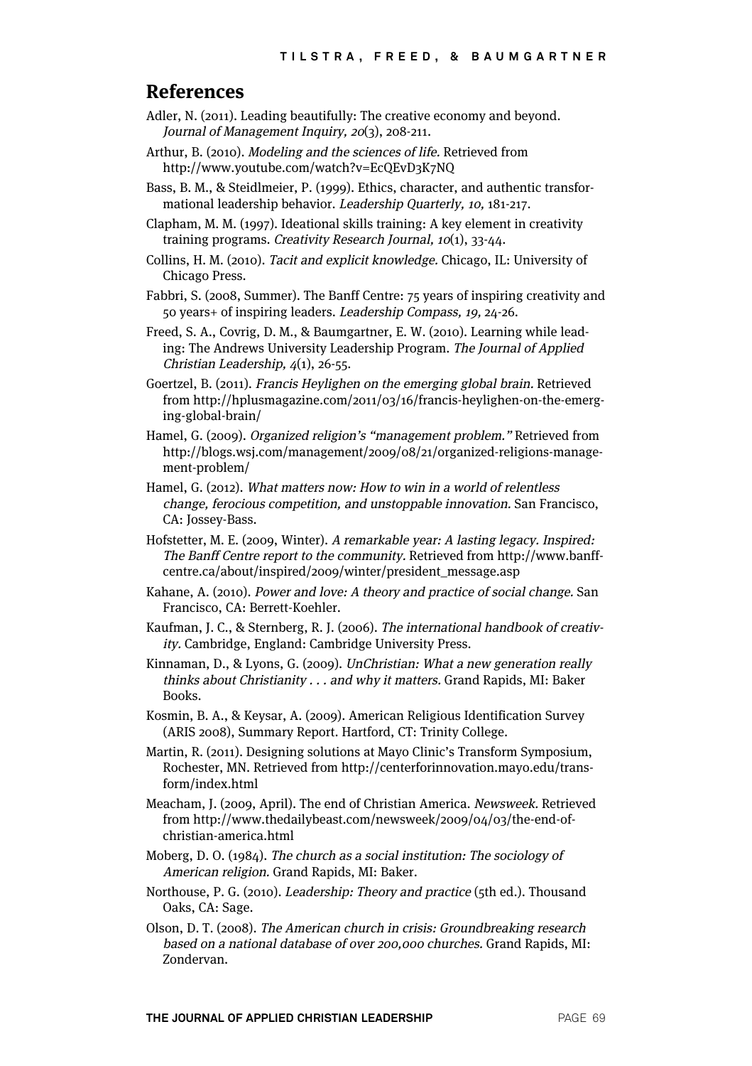## References

Adler, N. (2011). Leading beautifully: The creative economy and beyond. *Journal of Management Inquiry, 20*(3), 208-211.

Arthur, B. (2010). *Modeling and the sciences of life.* Retrieved from http://www.youtube.com/watch?v=EcQEvD3K7NQ

Bass, B. M., & Steidlmeier, P. (1999). Ethics, character, and authentic transformational leadership behavior. *Leadership Quarterly, 10,* 181-217.

Clapham, M. M. (1997). Ideational skills training: A key element in creativity training programs. *Creativity Research Journal, 10*(1), 33-44.

Collins, H. M. (2010). *Tacit and explicit knowledge.* Chicago, IL: University of Chicago Press.

Fabbri, S. (2008, Summer). The Banff Centre: 75 years of inspiring creativity and 50 years+ of inspiring leaders. *Leadership Compass, 19,* 24-26.

Freed, S. A., Covrig, D. M., & Baumgartner, E. W. (2010). Learning while leading: The Andrews University Leadership Program. *The Journal of Applied Christian Leadership, 4*(1), 26-55.

Goertzel, B. (2011). *Francis Heylighen on the emerging global brain.* Retrieved from http://hplusmagazine.com/2011/03/16/francis-heylighen-on-the-emerging-global-brain/

Hamel, G. (2009). *Organized religion's "management problem."* Retrieved from http://blogs.wsj.com/management/2009/08/21/organized-religions-management-problem/

Hamel, G. (2012). *What matters now: How to win in a world of relentless change, ferocious competition, and unstoppable innovation.* San Francisco, CA: Jossey-Bass.

Hofstetter, M. E. (2009, Winter). *A remarkable year: A lasting legacy. Inspired: The Banff Centre report to the community.* Retrieved from http://www.banffcentre.ca/about/inspired/2009/winter/president_message.asp

Kahane, A. (2010). *Power and love: A theory and practice of social change.* San Francisco, CA: Berrett-Koehler.

Kaufman, J. C., & Sternberg, R. J. (2006). *The international handbook of creativity.* Cambridge, England: Cambridge University Press.

Kinnaman, D., & Lyons, G. (2009). *UnChristian: What a new generation really thinks about Christianity . . . and why it matters.* Grand Rapids, MI: Baker Books.

Kosmin, B. A., & Keysar, A. (2009). American Religious Identification Survey (ARIS 2008), Summary Report. Hartford, CT: Trinity College.

Martin, R. (2011). Designing solutions at Mayo Clinic's Transform Symposium, Rochester, MN. Retrieved from http://centerforinnovation.mayo.edu/transform/index.html

Meacham, J. (2009, April). The end of Christian America. *Newsweek.* Retrieved from http://www.thedailybeast.com/newsweek/2009/04/03/the-end-of-christian-america.html

Moberg, D. O. (1984). *The church as a social institution: The sociology of American religion.* Grand Rapids, MI: Baker.

Northouse, P. G. (2010). *Leadership: Theory and practice* (5th ed.). Thousand Oaks, CA: Sage.

Olson, D. T. (2008). *The American church in crisis: Groundbreaking research based on a national database of over 200,000 churches.* Grand Rapids, MI: Zondervan.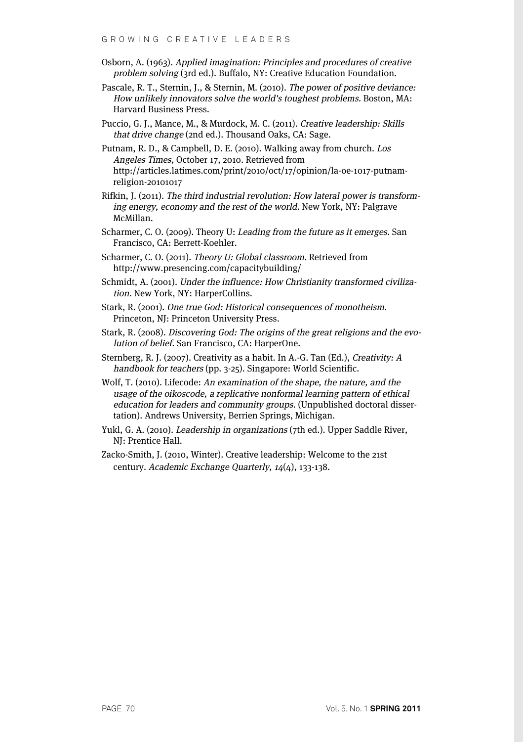Osborn, A. (1963). *Applied imagination: Principles and procedures of creative problem solving* (3rd ed.). Buffalo, NY: Creative Education Foundation.

Pascale, R. T., Sternin, J., & Sternin, M. (2010). *The power of positive deviance: How unlikely innovators solve the world's toughest problems.* Boston, MA: Harvard Business Press.

Puccio, G. J., Mance, M., & Murdock, M. C. (2011). *Creative leadership: Skills that drive change* (2nd ed.). Thousand Oaks, CA: Sage.

Putnam, R. D., & Campbell, D. E. (2010). Walking away from church. *Los Angeles Times,* October 17, 2010. Retrieved from http://articles.latimes.com/print/2010/oct/17/opinion/la-oe-1017-putnam-religion-20101017

Rifkin, J. (2011). *The third industrial revolution: How lateral power is transforming energy, economy and the rest of the world.* New York, NY: Palgrave McMillan.

Scharmer, C. O. (2009). Theory U: *Leading from the future as it emerges.* San Francisco, CA: Berrett-Koehler.

Scharmer, C. O. (2011). *Theory U: Global classroom.* Retrieved from http://www.presencing.com/capacitybuilding/

Schmidt, A. (2001). *Under the influence: How Christianity transformed civilization.* New York, NY: HarperCollins.

Stark, R. (2001). *One true God: Historical consequences of monotheism.* Princeton, NJ: Princeton University Press.

Stark, R. (2008). *Discovering God: The origins of the great religions and the evolution of belief.* San Francisco, CA: HarperOne.

Sternberg, R. J. (2007). Creativity as a habit. In A.-G. Tan (Ed.), *Creativity: A handbook for teachers* (pp. 3-25). Singapore: World Scientific.

Wolf, T. (2010). Lifecode: *An examination of the shape, the nature, and the usage of the oikoscode, a replicative nonformal learning pattern of ethical education for leaders and community groups.* (Unpublished doctoral dissertation). Andrews University, Berrien Springs, Michigan.

Yukl, G. A. (2010). *Leadership in organizations* (7th ed.). Upper Saddle River, NJ: Prentice Hall.

Zacko-Smith, J. (2010, Winter). Creative leadership: Welcome to the 21st century. *Academic Exchange Quarterly, 14*(4), 133-138.